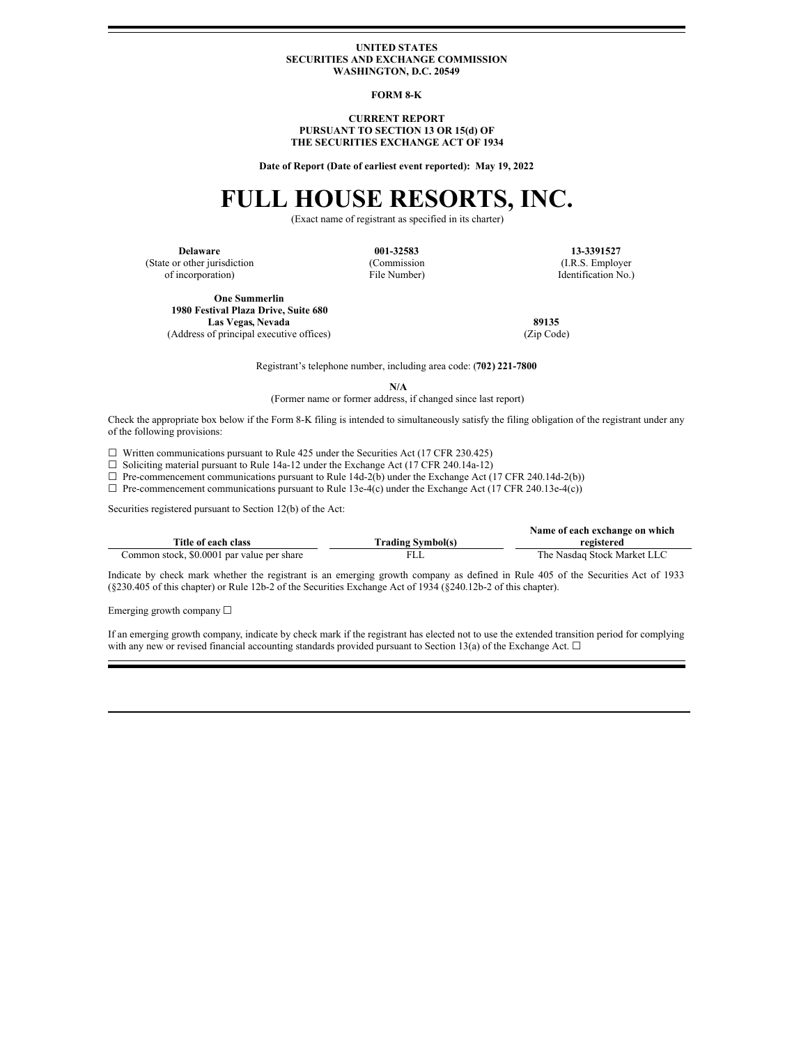**UNITED STATES**
**SECURITIES AND EXCHANGE COMMISSION**
**WASHINGTON, D.C. 20549**

**FORM 8-K**

**CURRENT REPORT**
**PURSUANT TO SECTION 13 OR 15(d) OF**
**THE SECURITIES EXCHANGE ACT OF 1934**

**Date of Report (Date of earliest event reported): May 19, 2022**

# FULL HOUSE RESORTS, INC.

(Exact name of registrant as specified in its charter)

| **Delaware** | **001-32583** | **13-3391527** |
|---|---|---|
| (State or other jurisdiction of incorporation) | (Commission File Number) | (I.R.S. Employer Identification No.) |

| **One Summerlin 1980 Festival Plaza Drive, Suite 680 Las Vegas, Nevada** | **89135** |
|---|---|
| (Address of principal executive offices) | (Zip Code) |

Registrant's telephone number, including area code: **(702) 221-7800**

**N/A**
(Former name or former address, if changed since last report)

Check the appropriate box below if the Form 8-K filing is intended to simultaneously satisfy the filing obligation of the registrant under any of the following provisions:

☐ Written communications pursuant to Rule 425 under the Securities Act (17 CFR 230.425)
☐ Soliciting material pursuant to Rule 14a-12 under the Exchange Act (17 CFR 240.14a-12)
☐ Pre-commencement communications pursuant to Rule 14d-2(b) under the Exchange Act (17 CFR 240.14d-2(b))
☐ Pre-commencement communications pursuant to Rule 13e-4(c) under the Exchange Act (17 CFR 240.13e-4(c))

Securities registered pursuant to Section 12(b) of the Act:

| Title of each class | Trading Symbol(s) | Name of each exchange on which registered |
|---|---|---|
| Common stock, $0.0001 par value per share | FLL | The Nasdaq Stock Market LLC |

Indicate by check mark whether the registrant is an emerging growth company as defined in Rule 405 of the Securities Act of 1933 (§230.405 of this chapter) or Rule 12b-2 of the Securities Exchange Act of 1934 (§240.12b-2 of this chapter).

Emerging growth company ☐

If an emerging growth company, indicate by check mark if the registrant has elected not to use the extended transition period for complying with any new or revised financial accounting standards provided pursuant to Section 13(a) of the Exchange Act. ☐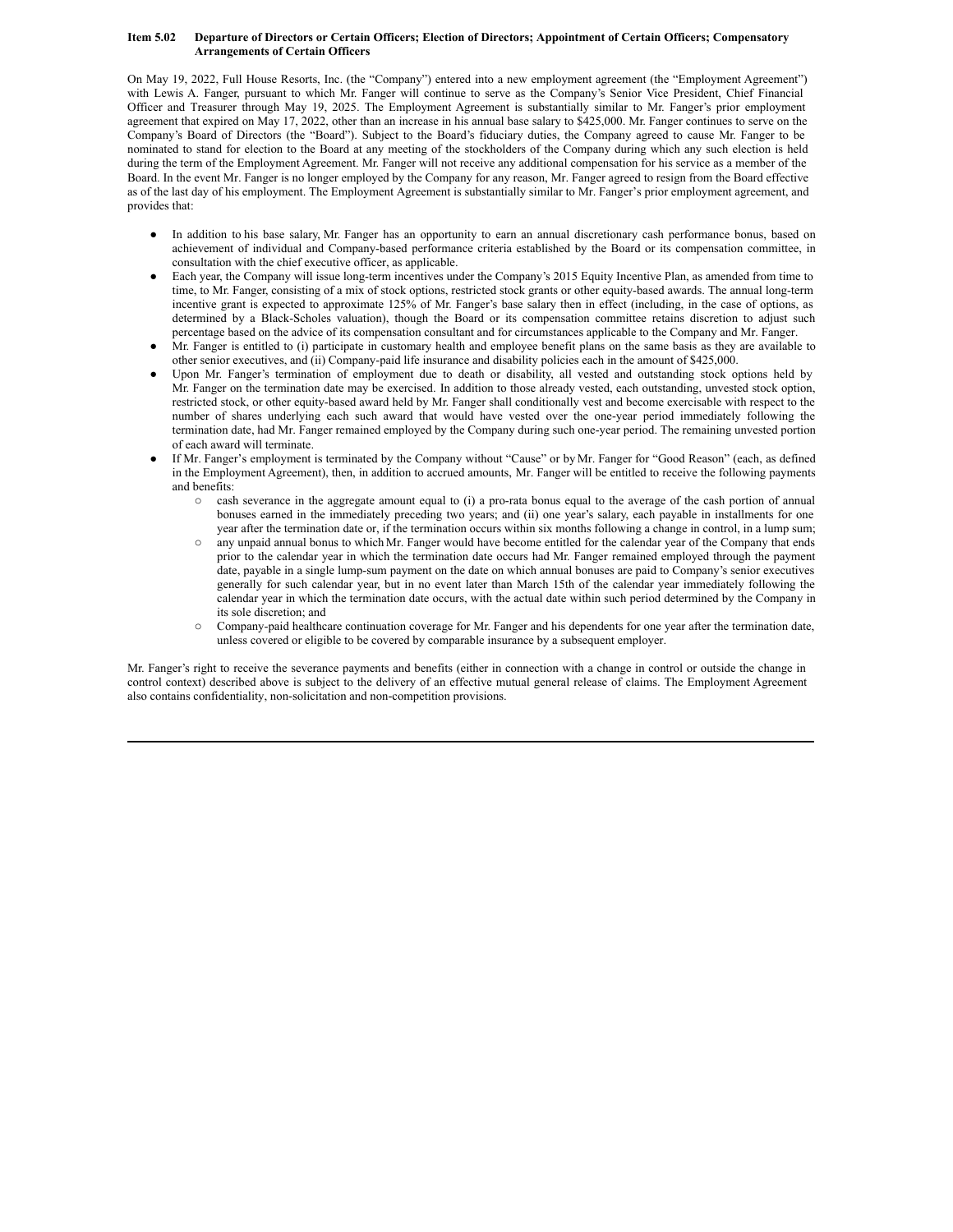**Item 5.02 Departure of Directors or Certain Officers; Election of Directors; Appointment of Certain Officers; Compensatory Arrangements of Certain Officers**

On May 19, 2022, Full House Resorts, Inc. (the "Company") entered into a new employment agreement (the "Employment Agreement") with Lewis A. Fanger, pursuant to which Mr. Fanger will continue to serve as the Company's Senior Vice President, Chief Financial Officer and Treasurer through May 19, 2025. The Employment Agreement is substantially similar to Mr. Fanger's prior employment agreement that expired on May 17, 2022, other than an increase in his annual base salary to $425,000. Mr. Fanger continues to serve on the Company's Board of Directors (the "Board"). Subject to the Board's fiduciary duties, the Company agreed to cause Mr. Fanger to be nominated to stand for election to the Board at any meeting of the stockholders of the Company during which any such election is held during the term of the Employment Agreement. Mr. Fanger will not receive any additional compensation for his service as a member of the Board. In the event Mr. Fanger is no longer employed by the Company for any reason, Mr. Fanger agreed to resign from the Board effective as of the last day of his employment. The Employment Agreement is substantially similar to Mr. Fanger's prior employment agreement, and provides that:

- In addition to his base salary, Mr. Fanger has an opportunity to earn an annual discretionary cash performance bonus, based on achievement of individual and Company-based performance criteria established by the Board or its compensation committee, in consultation with the chief executive officer, as applicable.
- Each year, the Company will issue long-term incentives under the Company's 2015 Equity Incentive Plan, as amended from time to time, to Mr. Fanger, consisting of a mix of stock options, restricted stock grants or other equity-based awards. The annual long-term incentive grant is expected to approximate 125% of Mr. Fanger's base salary then in effect (including, in the case of options, as determined by a Black-Scholes valuation), though the Board or its compensation committee retains discretion to adjust such percentage based on the advice of its compensation consultant and for circumstances applicable to the Company and Mr. Fanger.
- Mr. Fanger is entitled to (i) participate in customary health and employee benefit plans on the same basis as they are available to other senior executives, and (ii) Company-paid life insurance and disability policies each in the amount of $425,000.
- Upon Mr. Fanger's termination of employment due to death or disability, all vested and outstanding stock options held by Mr. Fanger on the termination date may be exercised. In addition to those already vested, each outstanding, unvested stock option, restricted stock, or other equity-based award held by Mr. Fanger shall conditionally vest and become exercisable with respect to the number of shares underlying each such award that would have vested over the one-year period immediately following the termination date, had Mr. Fanger remained employed by the Company during such one-year period. The remaining unvested portion of each award will terminate.
- If Mr. Fanger's employment is terminated by the Company without "Cause" or by Mr. Fanger for "Good Reason" (each, as defined in the Employment Agreement), then, in addition to accrued amounts, Mr. Fanger will be entitled to receive the following payments and benefits:
  - cash severance in the aggregate amount equal to (i) a pro-rata bonus equal to the average of the cash portion of annual bonuses earned in the immediately preceding two years; and (ii) one year's salary, each payable in installments for one year after the termination date or, if the termination occurs within six months following a change in control, in a lump sum;
  - any unpaid annual bonus to which Mr. Fanger would have become entitled for the calendar year of the Company that ends prior to the calendar year in which the termination date occurs had Mr. Fanger remained employed through the payment date, payable in a single lump-sum payment on the date on which annual bonuses are paid to Company's senior executives generally for such calendar year, but in no event later than March 15th of the calendar year immediately following the calendar year in which the termination date occurs, with the actual date within such period determined by the Company in its sole discretion; and
  - Company-paid healthcare continuation coverage for Mr. Fanger and his dependents for one year after the termination date, unless covered or eligible to be covered by comparable insurance by a subsequent employer.

Mr. Fanger's right to receive the severance payments and benefits (either in connection with a change in control or outside the change in control context) described above is subject to the delivery of an effective mutual general release of claims. The Employment Agreement also contains confidentiality, non-solicitation and non-competition provisions.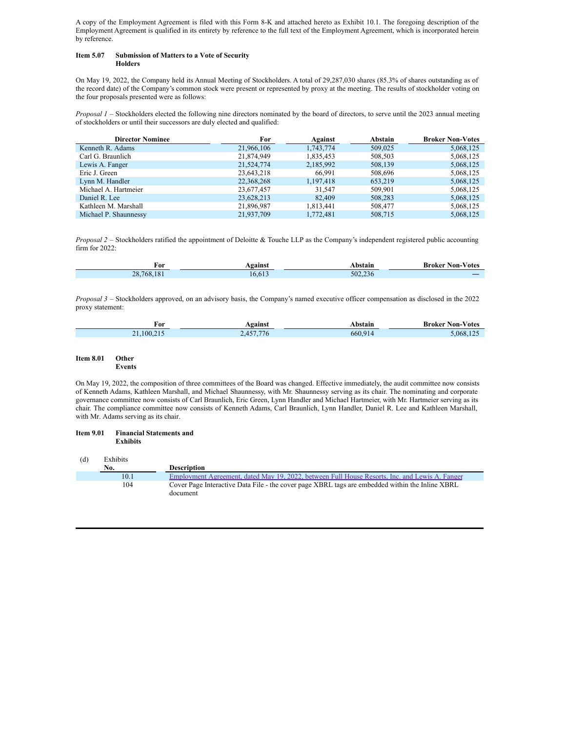A copy of the Employment Agreement is filed with this Form 8-K and attached hereto as Exhibit 10.1. The foregoing description of the Employment Agreement is qualified in its entirety by reference to the full text of the Employment Agreement, which is incorporated herein by reference.

**Item 5.07 Submission of Matters to a Vote of Security Holders**

On May 19, 2022, the Company held its Annual Meeting of Stockholders. A total of 29,287,030 shares (85.3% of shares outstanding as of the record date) of the Company's common stock were present or represented by proxy at the meeting. The results of stockholder voting on the four proposals presented were as follows:

*Proposal 1* – Stockholders elected the following nine directors nominated by the board of directors, to serve until the 2023 annual meeting of stockholders or until their successors are duly elected and qualified:

| Director Nominee | For | Against | Abstain | Broker Non-Votes |
|---|---|---|---|---|
| Kenneth R. Adams | 21,966,106 | 1,743,774 | 509,025 | 5,068,125 |
| Carl G. Braunlich | 21,874,949 | 1,835,453 | 508,503 | 5,068,125 |
| Lewis A. Fanger | 21,524,774 | 2,185,992 | 508,139 | 5,068,125 |
| Eric J. Green | 23,643,218 | 66,991 | 508,696 | 5,068,125 |
| Lynn M. Handler | 22,368,268 | 1,197,418 | 653,219 | 5,068,125 |
| Michael A. Hartmeier | 23,677,457 | 31,547 | 509,901 | 5,068,125 |
| Daniel R. Lee | 23,628,213 | 82,409 | 508,283 | 5,068,125 |
| Kathleen M. Marshall | 21,896,987 | 1,813,441 | 508,477 | 5,068,125 |
| Michael P. Shaunnessy | 21,937,709 | 1,772,481 | 508,715 | 5,068,125 |

*Proposal 2* – Stockholders ratified the appointment of Deloitte & Touche LLP as the Company's independent registered public accounting firm for 2022:

| For | Against | Abstain | Broker Non-Votes |
|---|---|---|---|
| 28,768,181 | 16,613 | 502,236 | — |

*Proposal 3* – Stockholders approved, on an advisory basis, the Company's named executive officer compensation as disclosed in the 2022 proxy statement:

| For | Against | Abstain | Broker Non-Votes |
|---|---|---|---|
| 21,100,215 | 2,457,776 | 660,914 | 5,068,125 |

**Item 8.01 Other Events**

On May 19, 2022, the composition of three committees of the Board was changed. Effective immediately, the audit committee now consists of Kenneth Adams, Kathleen Marshall, and Michael Shaunnessy, with Mr. Shaunnessy serving as its chair. The nominating and corporate governance committee now consists of Carl Braunlich, Eric Green, Lynn Handler and Michael Hartmeier, with Mr. Hartmeier serving as its chair. The compliance committee now consists of Kenneth Adams, Carl Braunlich, Lynn Handler, Daniel R. Lee and Kathleen Marshall, with Mr. Adams serving as its chair.

**Item 9.01 Financial Statements and Exhibits**

(d) Exhibits

| No. | Description |
|---|---|
| 10.1 | Employment Agreement, dated May 19, 2022, between Full House Resorts, Inc. and Lewis A. Fanger |
| 104 | Cover Page Interactive Data File - the cover page XBRL tags are embedded within the Inline XBRL document |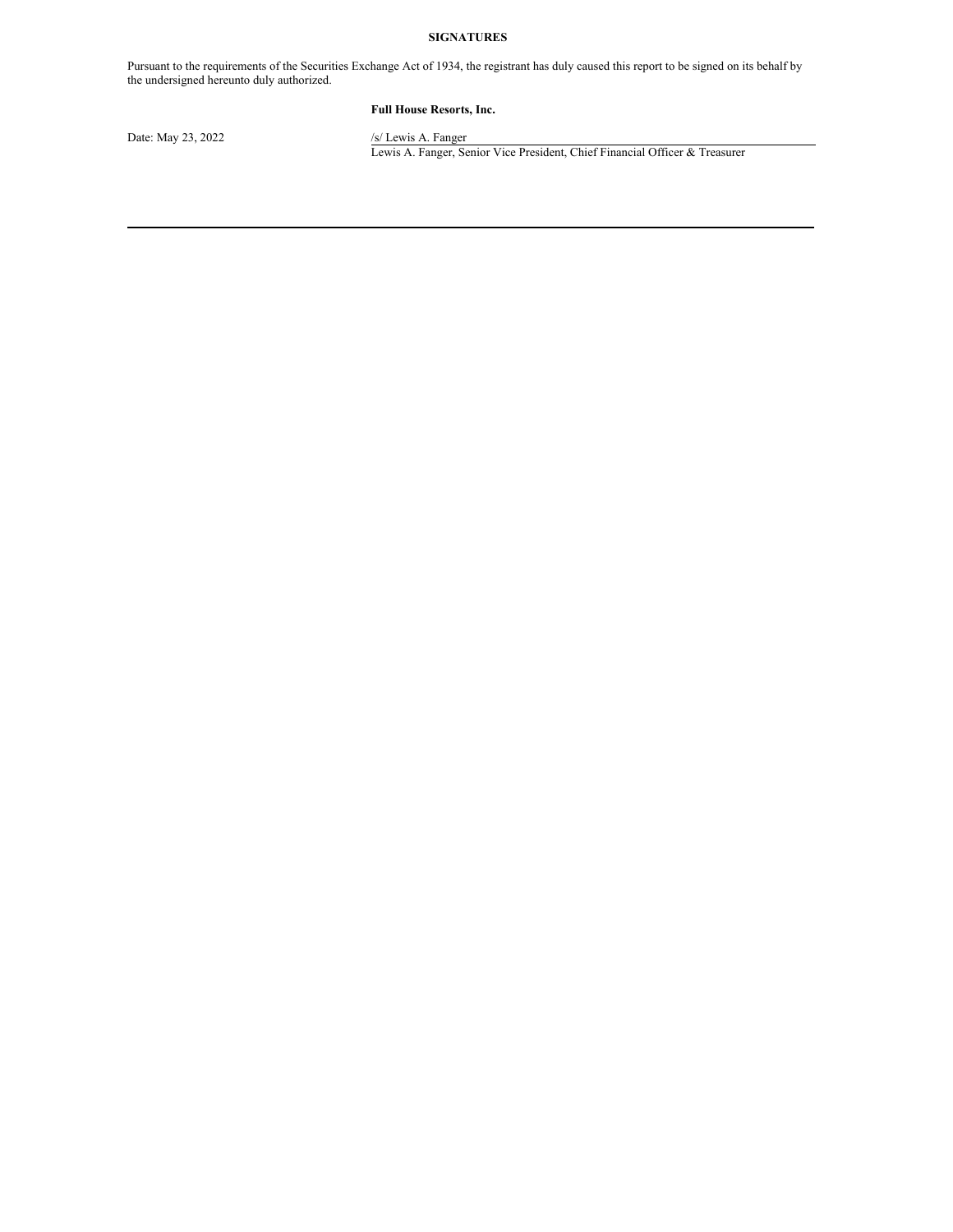**SIGNATURES**

Pursuant to the requirements of the Securities Exchange Act of 1934, the registrant has duly caused this report to be signed on its behalf by the undersigned hereunto duly authorized.

**Full House Resorts, Inc.**

Date: May 23, 2022

/s/ Lewis A. Fanger

Lewis A. Fanger, Senior Vice President, Chief Financial Officer & Treasurer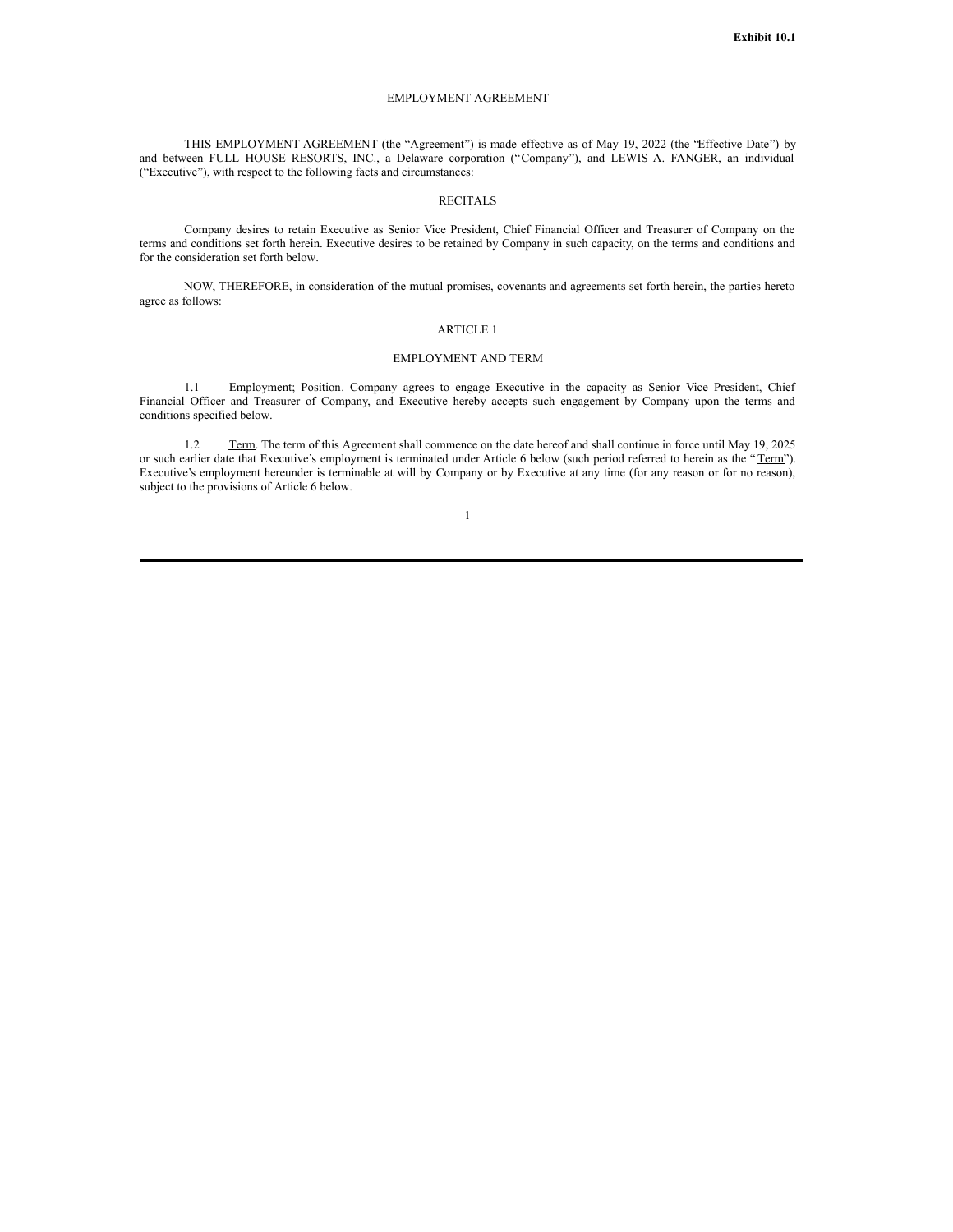**Exhibit 10.1**

# EMPLOYMENT AGREEMENT

THIS EMPLOYMENT AGREEMENT (the "Agreement") is made effective as of May 19, 2022 (the "Effective Date") by and between FULL HOUSE RESORTS, INC., a Delaware corporation ("Company"), and LEWIS A. FANGER, an individual ("Executive"), with respect to the following facts and circumstances:

## RECITALS

Company desires to retain Executive as Senior Vice President, Chief Financial Officer and Treasurer of Company on the terms and conditions set forth herein. Executive desires to be retained by Company in such capacity, on the terms and conditions and for the consideration set forth below.

NOW, THEREFORE, in consideration of the mutual promises, covenants and agreements set forth herein, the parties hereto agree as follows:

## ARTICLE 1

## EMPLOYMENT AND TERM

1.1 Employment; Position. Company agrees to engage Executive in the capacity as Senior Vice President, Chief Financial Officer and Treasurer of Company, and Executive hereby accepts such engagement by Company upon the terms and conditions specified below.

1.2 Term. The term of this Agreement shall commence on the date hereof and shall continue in force until May 19, 2025 or such earlier date that Executive's employment is terminated under Article 6 below (such period referred to herein as the "Term"). Executive's employment hereunder is terminable at will by Company or by Executive at any time (for any reason or for no reason), subject to the provisions of Article 6 below.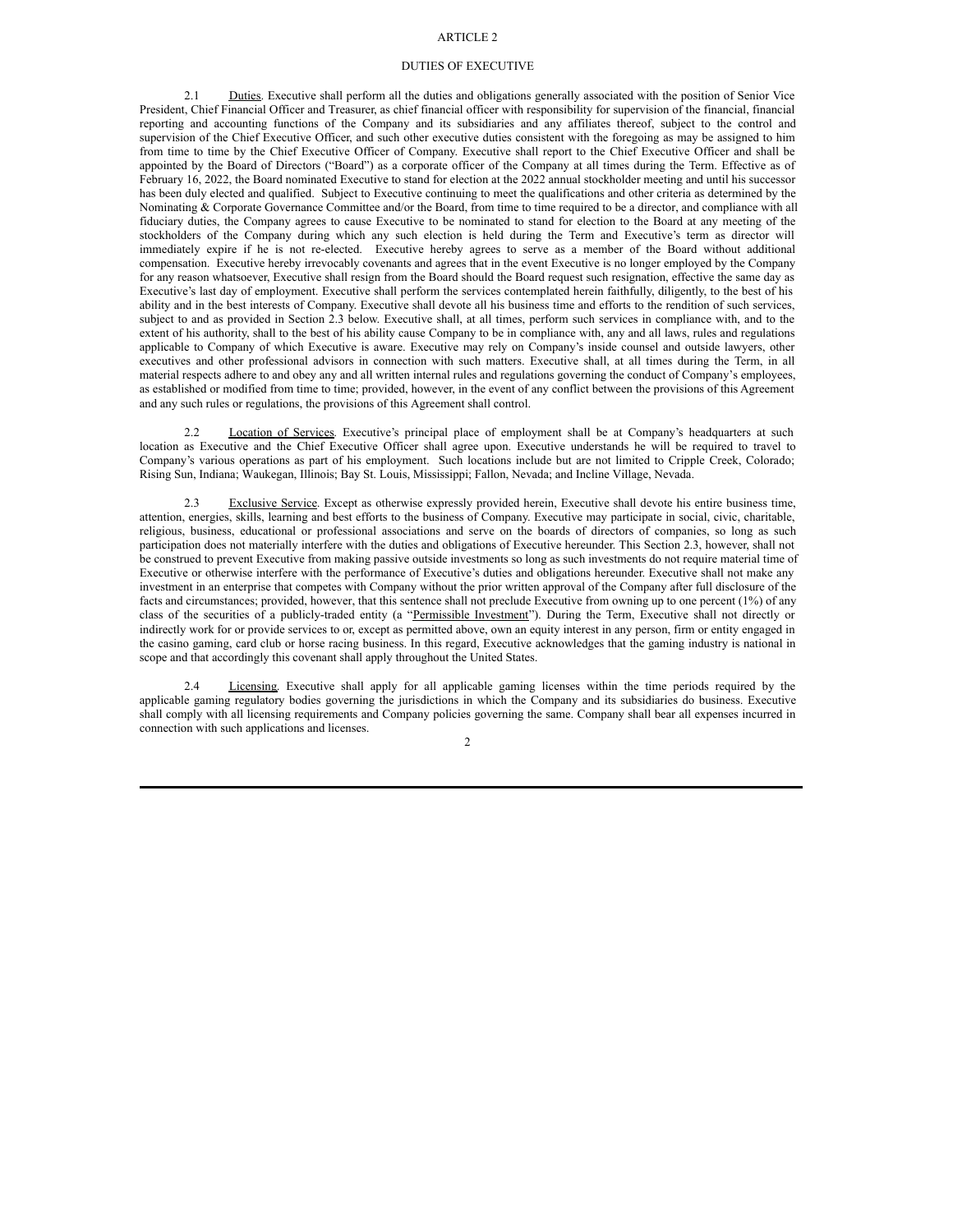# ARTICLE 2

## DUTIES OF EXECUTIVE

2.1 Duties. Executive shall perform all the duties and obligations generally associated with the position of Senior Vice President, Chief Financial Officer and Treasurer, as chief financial officer with responsibility for supervision of the financial, financial reporting and accounting functions of the Company and its subsidiaries and any affiliates thereof, subject to the control and supervision of the Chief Executive Officer, and such other executive duties consistent with the foregoing as may be assigned to him from time to time by the Chief Executive Officer of Company. Executive shall report to the Chief Executive Officer and shall be appointed by the Board of Directors ("Board") as a corporate officer of the Company at all times during the Term. Effective as of February 16, 2022, the Board nominated Executive to stand for election at the 2022 annual stockholder meeting and until his successor has been duly elected and qualified. Subject to Executive continuing to meet the qualifications and other criteria as determined by the Nominating & Corporate Governance Committee and/or the Board, from time to time required to be a director, and compliance with all fiduciary duties, the Company agrees to cause Executive to be nominated to stand for election to the Board at any meeting of the stockholders of the Company during which any such election is held during the Term and Executive's term as director will immediately expire if he is not re-elected. Executive hereby agrees to serve as a member of the Board without additional compensation. Executive hereby irrevocably covenants and agrees that in the event Executive is no longer employed by the Company for any reason whatsoever, Executive shall resign from the Board should the Board request such resignation, effective the same day as Executive's last day of employment. Executive shall perform the services contemplated herein faithfully, diligently, to the best of his ability and in the best interests of Company. Executive shall devote all his business time and efforts to the rendition of such services, subject to and as provided in Section 2.3 below. Executive shall, at all times, perform such services in compliance with, and to the extent of his authority, shall to the best of his ability cause Company to be in compliance with, any and all laws, rules and regulations applicable to Company of which Executive is aware. Executive may rely on Company's inside counsel and outside lawyers, other executives and other professional advisors in connection with such matters. Executive shall, at all times during the Term, in all material respects adhere to and obey any and all written internal rules and regulations governing the conduct of Company's employees, as established or modified from time to time; provided, however, in the event of any conflict between the provisions of this Agreement and any such rules or regulations, the provisions of this Agreement shall control.

2.2 Location of Services. Executive's principal place of employment shall be at Company's headquarters at such location as Executive and the Chief Executive Officer shall agree upon. Executive understands he will be required to travel to Company's various operations as part of his employment. Such locations include but are not limited to Cripple Creek, Colorado; Rising Sun, Indiana; Waukegan, Illinois; Bay St. Louis, Mississippi; Fallon, Nevada; and Incline Village, Nevada.

2.3 Exclusive Service. Except as otherwise expressly provided herein, Executive shall devote his entire business time, attention, energies, skills, learning and best efforts to the business of Company. Executive may participate in social, civic, charitable, religious, business, educational or professional associations and serve on the boards of directors of companies, so long as such participation does not materially interfere with the duties and obligations of Executive hereunder. This Section 2.3, however, shall not be construed to prevent Executive from making passive outside investments so long as such investments do not require material time of Executive or otherwise interfere with the performance of Executive's duties and obligations hereunder. Executive shall not make any investment in an enterprise that competes with Company without the prior written approval of the Company after full disclosure of the facts and circumstances; provided, however, that this sentence shall not preclude Executive from owning up to one percent (1%) of any class of the securities of a publicly-traded entity (a "Permissible Investment"). During the Term, Executive shall not directly or indirectly work for or provide services to or, except as permitted above, own an equity interest in any person, firm or entity engaged in the casino gaming, card club or horse racing business. In this regard, Executive acknowledges that the gaming industry is national in scope and that accordingly this covenant shall apply throughout the United States.

2.4 Licensing. Executive shall apply for all applicable gaming licenses within the time periods required by the applicable gaming regulatory bodies governing the jurisdictions in which the Company and its subsidiaries do business. Executive shall comply with all licensing requirements and Company policies governing the same. Company shall bear all expenses incurred in connection with such applications and licenses.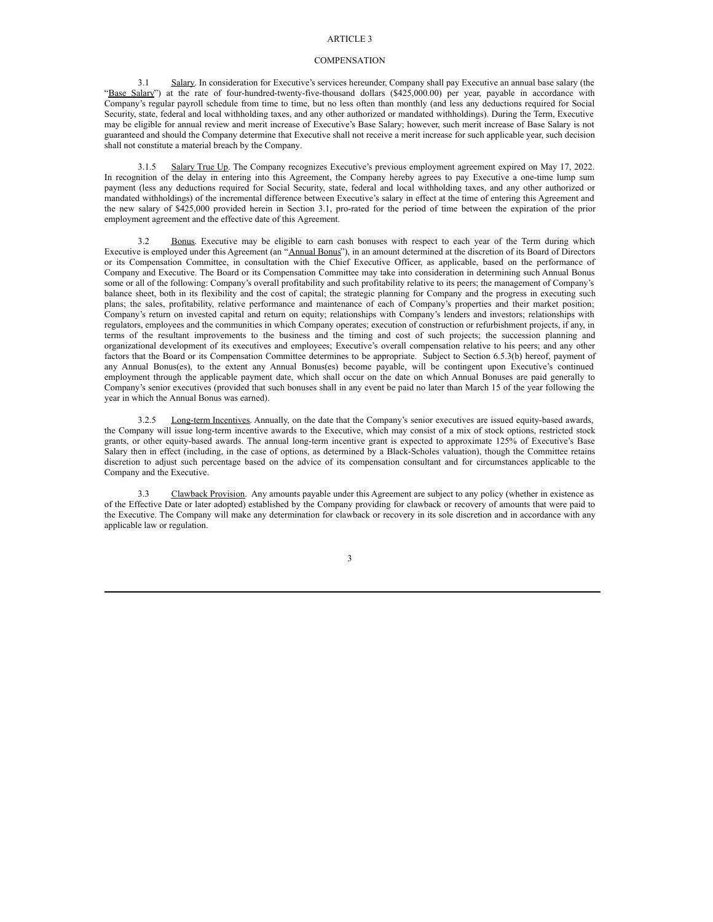# ARTICLE 3

# COMPENSATION

3.1 Salary. In consideration for Executive's services hereunder, Company shall pay Executive an annual base salary (the "Base Salary") at the rate of four-hundred-twenty-five-thousand dollars ($425,000.00) per year, payable in accordance with Company's regular payroll schedule from time to time, but no less often than monthly (and less any deductions required for Social Security, state, federal and local withholding taxes, and any other authorized or mandated withholdings). During the Term, Executive may be eligible for annual review and merit increase of Executive's Base Salary; however, such merit increase of Base Salary is not guaranteed and should the Company determine that Executive shall not receive a merit increase for such applicable year, such decision shall not constitute a material breach by the Company.

3.1.5 Salary True Up. The Company recognizes Executive's previous employment agreement expired on May 17, 2022. In recognition of the delay in entering into this Agreement, the Company hereby agrees to pay Executive a one-time lump sum payment (less any deductions required for Social Security, state, federal and local withholding taxes, and any other authorized or mandated withholdings) of the incremental difference between Executive's salary in effect at the time of entering this Agreement and the new salary of $425,000 provided herein in Section 3.1, pro-rated for the period of time between the expiration of the prior employment agreement and the effective date of this Agreement.

3.2 Bonus. Executive may be eligible to earn cash bonuses with respect to each year of the Term during which Executive is employed under this Agreement (an "Annual Bonus"), in an amount determined at the discretion of its Board of Directors or its Compensation Committee, in consultation with the Chief Executive Officer, as applicable, based on the performance of Company and Executive. The Board or its Compensation Committee may take into consideration in determining such Annual Bonus some or all of the following: Company's overall profitability and such profitability relative to its peers; the management of Company's balance sheet, both in its flexibility and the cost of capital; the strategic planning for Company and the progress in executing such plans; the sales, profitability, relative performance and maintenance of each of Company's properties and their market position; Company's return on invested capital and return on equity; relationships with Company's lenders and investors; relationships with regulators, employees and the communities in which Company operates; execution of construction or refurbishment projects, if any, in terms of the resultant improvements to the business and the timing and cost of such projects; the succession planning and organizational development of its executives and employees; Executive's overall compensation relative to his peers; and any other factors that the Board or its Compensation Committee determines to be appropriate. Subject to Section 6.5.3(b) hereof, payment of any Annual Bonus(es), to the extent any Annual Bonus(es) become payable, will be contingent upon Executive's continued employment through the applicable payment date, which shall occur on the date on which Annual Bonuses are paid generally to Company's senior executives (provided that such bonuses shall in any event be paid no later than March 15 of the year following the year in which the Annual Bonus was earned).

3.2.5 Long-term Incentives. Annually, on the date that the Company's senior executives are issued equity-based awards, the Company will issue long-term incentive awards to the Executive, which may consist of a mix of stock options, restricted stock grants, or other equity-based awards. The annual long-term incentive grant is expected to approximate 125% of Executive's Base Salary then in effect (including, in the case of options, as determined by a Black-Scholes valuation), though the Committee retains discretion to adjust such percentage based on the advice of its compensation consultant and for circumstances applicable to the Company and the Executive.

3.3 Clawback Provision. Any amounts payable under this Agreement are subject to any policy (whether in existence as of the Effective Date or later adopted) established by the Company providing for clawback or recovery of amounts that were paid to the Executive. The Company will make any determination for clawback or recovery in its sole discretion and in accordance with any applicable law or regulation.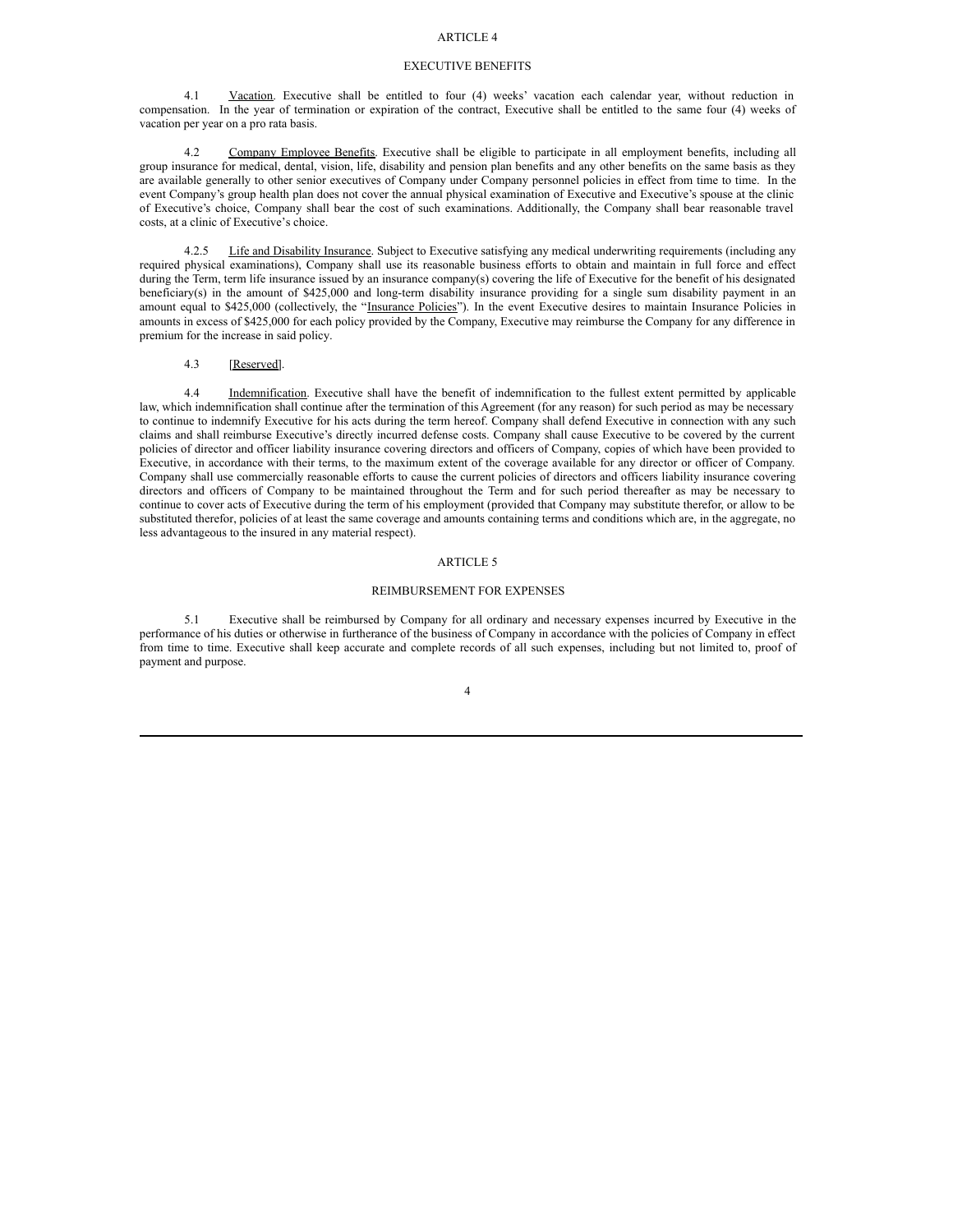## ARTICLE 4

## EXECUTIVE BENEFITS

4.1 Vacation. Executive shall be entitled to four (4) weeks' vacation each calendar year, without reduction in compensation. In the year of termination or expiration of the contract, Executive shall be entitled to the same four (4) weeks of vacation per year on a pro rata basis.

4.2 Company Employee Benefits. Executive shall be eligible to participate in all employment benefits, including all group insurance for medical, dental, vision, life, disability and pension plan benefits and any other benefits on the same basis as they are available generally to other senior executives of Company under Company personnel policies in effect from time to time. In the event Company's group health plan does not cover the annual physical examination of Executive and Executive's spouse at the clinic of Executive's choice, Company shall bear the cost of such examinations. Additionally, the Company shall bear reasonable travel costs, at a clinic of Executive's choice.

4.2.5 Life and Disability Insurance. Subject to Executive satisfying any medical underwriting requirements (including any required physical examinations), Company shall use its reasonable business efforts to obtain and maintain in full force and effect during the Term, term life insurance issued by an insurance company(s) covering the life of Executive for the benefit of his designated beneficiary(s) in the amount of $425,000 and long-term disability insurance providing for a single sum disability payment in an amount equal to $425,000 (collectively, the "Insurance Policies"). In the event Executive desires to maintain Insurance Policies in amounts in excess of $425,000 for each policy provided by the Company, Executive may reimburse the Company for any difference in premium for the increase in said policy.

4.3 [Reserved].

4.4 Indemnification. Executive shall have the benefit of indemnification to the fullest extent permitted by applicable law, which indemnification shall continue after the termination of this Agreement (for any reason) for such period as may be necessary to continue to indemnify Executive for his acts during the term hereof. Company shall defend Executive in connection with any such claims and shall reimburse Executive's directly incurred defense costs. Company shall cause Executive to be covered by the current policies of director and officer liability insurance covering directors and officers of Company, copies of which have been provided to Executive, in accordance with their terms, to the maximum extent of the coverage available for any director or officer of Company. Company shall use commercially reasonable efforts to cause the current policies of directors and officers liability insurance covering directors and officers of Company to be maintained throughout the Term and for such period thereafter as may be necessary to continue to cover acts of Executive during the term of his employment (provided that Company may substitute therefor, or allow to be substituted therefor, policies of at least the same coverage and amounts containing terms and conditions which are, in the aggregate, no less advantageous to the insured in any material respect).

## ARTICLE 5

## REIMBURSEMENT FOR EXPENSES

5.1 Executive shall be reimbursed by Company for all ordinary and necessary expenses incurred by Executive in the performance of his duties or otherwise in furtherance of the business of Company in accordance with the policies of Company in effect from time to time. Executive shall keep accurate and complete records of all such expenses, including but not limited to, proof of payment and purpose.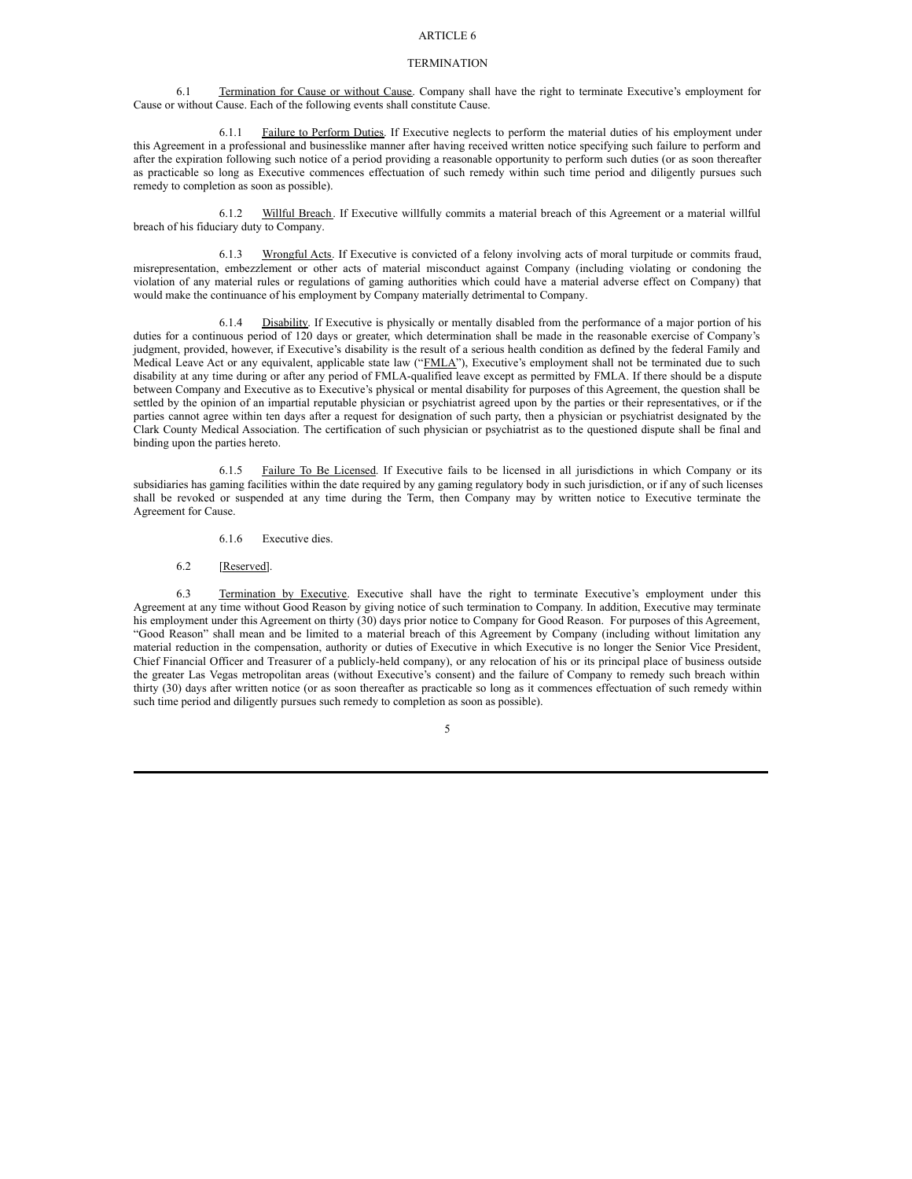# ARTICLE 6

## TERMINATION

6.1 Termination for Cause or without Cause. Company shall have the right to terminate Executive's employment for Cause or without Cause. Each of the following events shall constitute Cause.

6.1.1 Failure to Perform Duties. If Executive neglects to perform the material duties of his employment under this Agreement in a professional and businesslike manner after having received written notice specifying such failure to perform and after the expiration following such notice of a period providing a reasonable opportunity to perform such duties (or as soon thereafter as practicable so long as Executive commences effectuation of such remedy within such time period and diligently pursues such remedy to completion as soon as possible).

6.1.2 Willful Breach. If Executive willfully commits a material breach of this Agreement or a material willful breach of his fiduciary duty to Company.

6.1.3 Wrongful Acts. If Executive is convicted of a felony involving acts of moral turpitude or commits fraud, misrepresentation, embezzlement or other acts of material misconduct against Company (including violating or condoning the violation of any material rules or regulations of gaming authorities which could have a material adverse effect on Company) that would make the continuance of his employment by Company materially detrimental to Company.

6.1.4 Disability. If Executive is physically or mentally disabled from the performance of a major portion of his duties for a continuous period of 120 days or greater, which determination shall be made in the reasonable exercise of Company's judgment, provided, however, if Executive's disability is the result of a serious health condition as defined by the federal Family and Medical Leave Act or any equivalent, applicable state law ("FMLA"), Executive's employment shall not be terminated due to such disability at any time during or after any period of FMLA-qualified leave except as permitted by FMLA. If there should be a dispute between Company and Executive as to Executive's physical or mental disability for purposes of this Agreement, the question shall be settled by the opinion of an impartial reputable physician or psychiatrist agreed upon by the parties or their representatives, or if the parties cannot agree within ten days after a request for designation of such party, then a physician or psychiatrist designated by the Clark County Medical Association. The certification of such physician or psychiatrist as to the questioned dispute shall be final and binding upon the parties hereto.

6.1.5 Failure To Be Licensed. If Executive fails to be licensed in all jurisdictions in which Company or its subsidiaries has gaming facilities within the date required by any gaming regulatory body in such jurisdiction, or if any of such licenses shall be revoked or suspended at any time during the Term, then Company may by written notice to Executive terminate the Agreement for Cause.

6.1.6 Executive dies.

6.2 [Reserved].

6.3 Termination by Executive. Executive shall have the right to terminate Executive's employment under this Agreement at any time without Good Reason by giving notice of such termination to Company. In addition, Executive may terminate his employment under this Agreement on thirty (30) days prior notice to Company for Good Reason. For purposes of this Agreement, "Good Reason" shall mean and be limited to a material breach of this Agreement by Company (including without limitation any material reduction in the compensation, authority or duties of Executive in which Executive is no longer the Senior Vice President, Chief Financial Officer and Treasurer of a publicly-held company), or any relocation of his or its principal place of business outside the greater Las Vegas metropolitan areas (without Executive's consent) and the failure of Company to remedy such breach within thirty (30) days after written notice (or as soon thereafter as practicable so long as it commences effectuation of such remedy within such time period and diligently pursues such remedy to completion as soon as possible).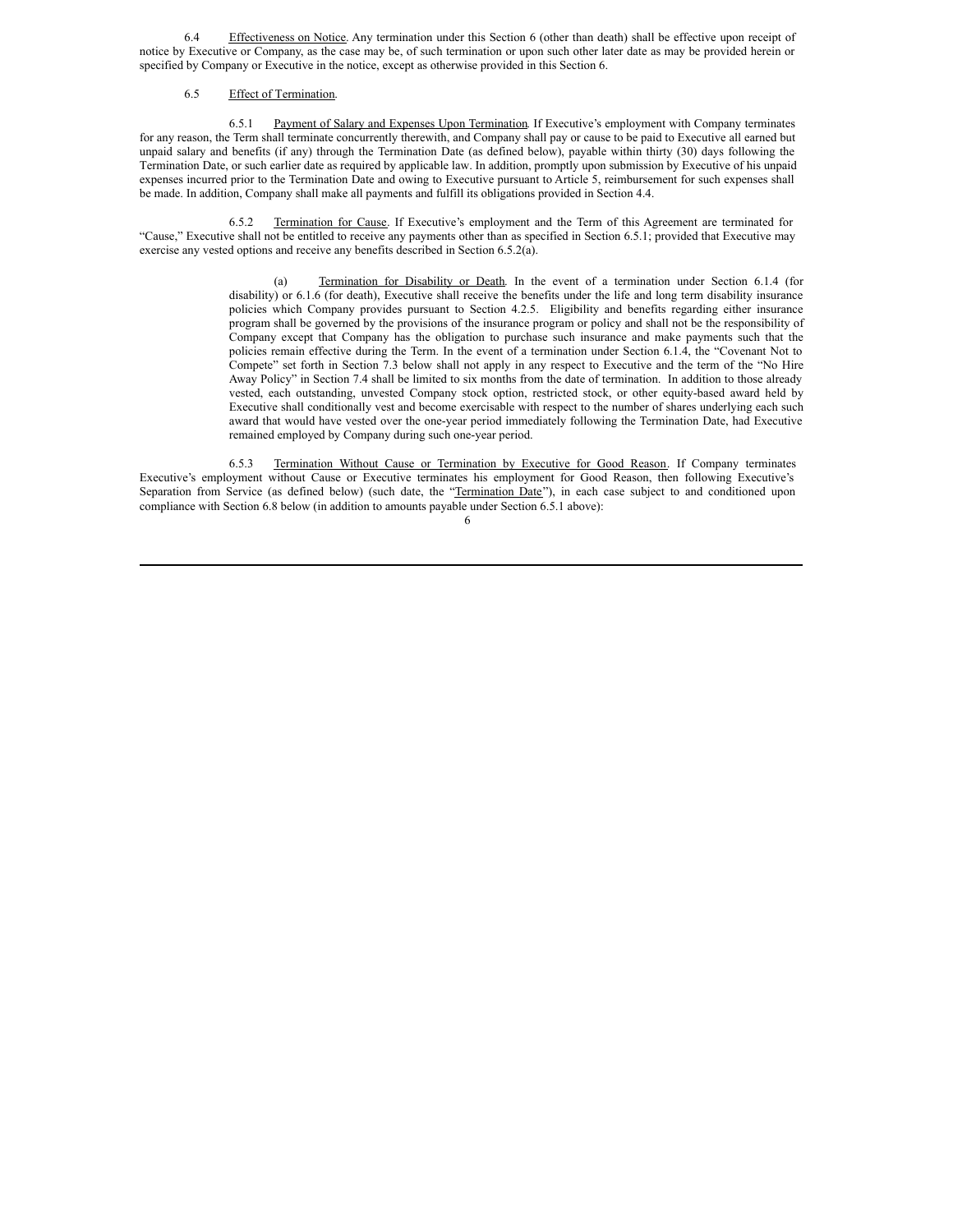6.4 Effectiveness on Notice. Any termination under this Section 6 (other than death) shall be effective upon receipt of notice by Executive or Company, as the case may be, of such termination or upon such other later date as may be provided herein or specified by Company or Executive in the notice, except as otherwise provided in this Section 6.

6.5 Effect of Termination.

6.5.1 Payment of Salary and Expenses Upon Termination. If Executive's employment with Company terminates for any reason, the Term shall terminate concurrently therewith, and Company shall pay or cause to be paid to Executive all earned but unpaid salary and benefits (if any) through the Termination Date (as defined below), payable within thirty (30) days following the Termination Date, or such earlier date as required by applicable law. In addition, promptly upon submission by Executive of his unpaid expenses incurred prior to the Termination Date and owing to Executive pursuant to Article 5, reimbursement for such expenses shall be made. In addition, Company shall make all payments and fulfill its obligations provided in Section 4.4.

6.5.2 Termination for Cause. If Executive's employment and the Term of this Agreement are terminated for "Cause," Executive shall not be entitled to receive any payments other than as specified in Section 6.5.1; provided that Executive may exercise any vested options and receive any benefits described in Section 6.5.2(a).

(a) Termination for Disability or Death. In the event of a termination under Section 6.1.4 (for disability) or 6.1.6 (for death), Executive shall receive the benefits under the life and long term disability insurance policies which Company provides pursuant to Section 4.2.5. Eligibility and benefits regarding either insurance program shall be governed by the provisions of the insurance program or policy and shall not be the responsibility of Company except that Company has the obligation to purchase such insurance and make payments such that the policies remain effective during the Term. In the event of a termination under Section 6.1.4, the "Covenant Not to Compete" set forth in Section 7.3 below shall not apply in any respect to Executive and the term of the "No Hire Away Policy" in Section 7.4 shall be limited to six months from the date of termination. In addition to those already vested, each outstanding, unvested Company stock option, restricted stock, or other equity-based award held by Executive shall conditionally vest and become exercisable with respect to the number of shares underlying each such award that would have vested over the one-year period immediately following the Termination Date, had Executive remained employed by Company during such one-year period.

6.5.3 Termination Without Cause or Termination by Executive for Good Reason. If Company terminates Executive's employment without Cause or Executive terminates his employment for Good Reason, then following Executive's Separation from Service (as defined below) (such date, the "Termination Date"), in each case subject to and conditioned upon compliance with Section 6.8 below (in addition to amounts payable under Section 6.5.1 above):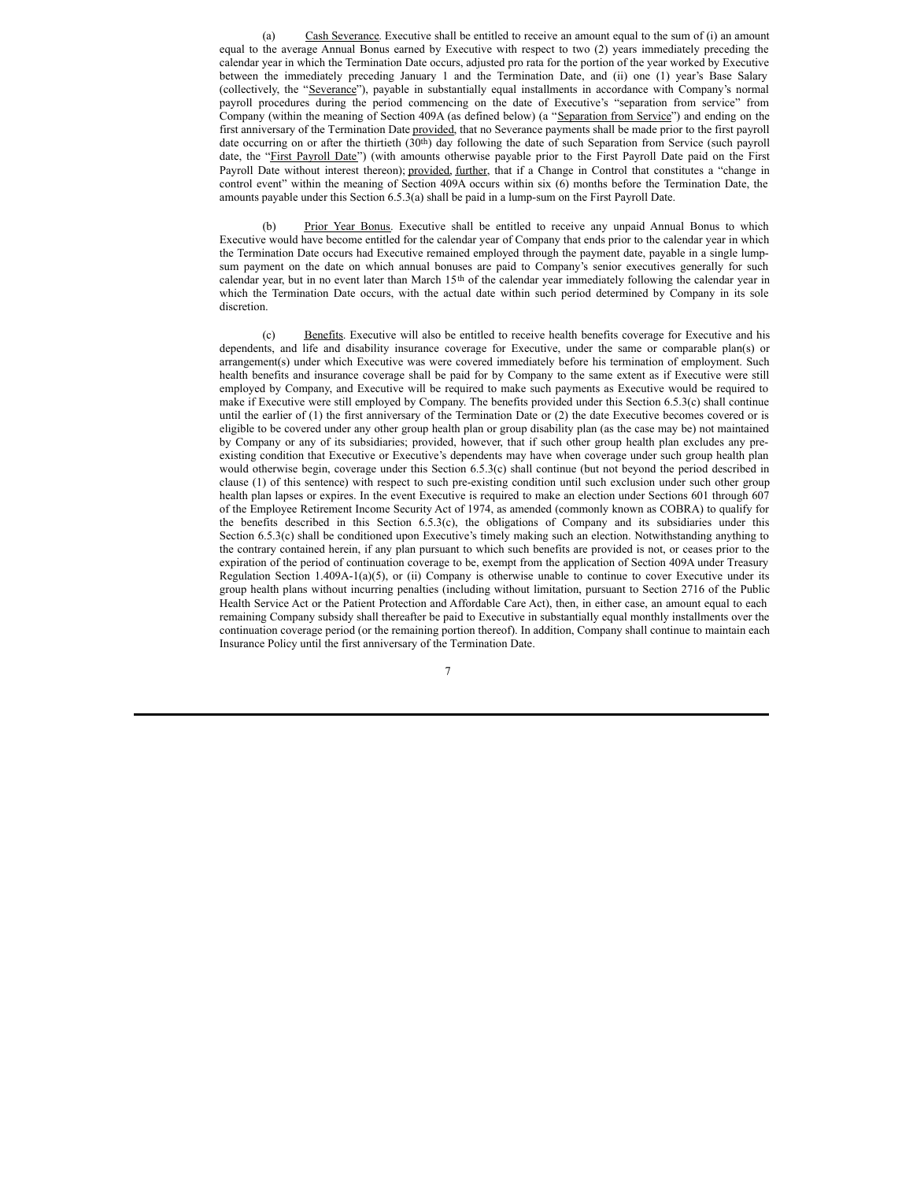(a) Cash Severance. Executive shall be entitled to receive an amount equal to the sum of (i) an amount equal to the average Annual Bonus earned by Executive with respect to two (2) years immediately preceding the calendar year in which the Termination Date occurs, adjusted pro rata for the portion of the year worked by Executive between the immediately preceding January 1 and the Termination Date, and (ii) one (1) year's Base Salary (collectively, the "Severance"), payable in substantially equal installments in accordance with Company's normal payroll procedures during the period commencing on the date of Executive's "separation from service" from Company (within the meaning of Section 409A (as defined below) (a "Separation from Service") and ending on the first anniversary of the Termination Date provided, that no Severance payments shall be made prior to the first payroll date occurring on or after the thirtieth (30th) day following the date of such Separation from Service (such payroll date, the "First Payroll Date") (with amounts otherwise payable prior to the First Payroll Date paid on the First Payroll Date without interest thereon); provided, further, that if a Change in Control that constitutes a "change in control event" within the meaning of Section 409A occurs within six (6) months before the Termination Date, the amounts payable under this Section 6.5.3(a) shall be paid in a lump-sum on the First Payroll Date.

(b) Prior Year Bonus. Executive shall be entitled to receive any unpaid Annual Bonus to which Executive would have become entitled for the calendar year of Company that ends prior to the calendar year in which the Termination Date occurs had Executive remained employed through the payment date, payable in a single lump-sum payment on the date on which annual bonuses are paid to Company's senior executives generally for such calendar year, but in no event later than March 15th of the calendar year immediately following the calendar year in which the Termination Date occurs, with the actual date within such period determined by Company in its sole discretion.

(c) Benefits. Executive will also be entitled to receive health benefits coverage for Executive and his dependents, and life and disability insurance coverage for Executive, under the same or comparable plan(s) or arrangement(s) under which Executive was were covered immediately before his termination of employment. Such health benefits and insurance coverage shall be paid for by Company to the same extent as if Executive were still employed by Company, and Executive will be required to make such payments as Executive would be required to make if Executive were still employed by Company. The benefits provided under this Section 6.5.3(c) shall continue until the earlier of (1) the first anniversary of the Termination Date or (2) the date Executive becomes covered or is eligible to be covered under any other group health plan or group disability plan (as the case may be) not maintained by Company or any of its subsidiaries; provided, however, that if such other group health plan excludes any pre-existing condition that Executive or Executive's dependents may have when coverage under such group health plan would otherwise begin, coverage under this Section 6.5.3(c) shall continue (but not beyond the period described in clause (1) of this sentence) with respect to such pre-existing condition until such exclusion under such other group health plan lapses or expires. In the event Executive is required to make an election under Sections 601 through 607 of the Employee Retirement Income Security Act of 1974, as amended (commonly known as COBRA) to qualify for the benefits described in this Section 6.5.3(c), the obligations of Company and its subsidiaries under this Section 6.5.3(c) shall be conditioned upon Executive's timely making such an election. Notwithstanding anything to the contrary contained herein, if any plan pursuant to which such benefits are provided is not, or ceases prior to the expiration of the period of continuation coverage to be, exempt from the application of Section 409A under Treasury Regulation Section 1.409A-1(a)(5), or (ii) Company is otherwise unable to continue to cover Executive under its group health plans without incurring penalties (including without limitation, pursuant to Section 2716 of the Public Health Service Act or the Patient Protection and Affordable Care Act), then, in either case, an amount equal to each remaining Company subsidy shall thereafter be paid to Executive in substantially equal monthly installments over the continuation coverage period (or the remaining portion thereof). In addition, Company shall continue to maintain each Insurance Policy until the first anniversary of the Termination Date.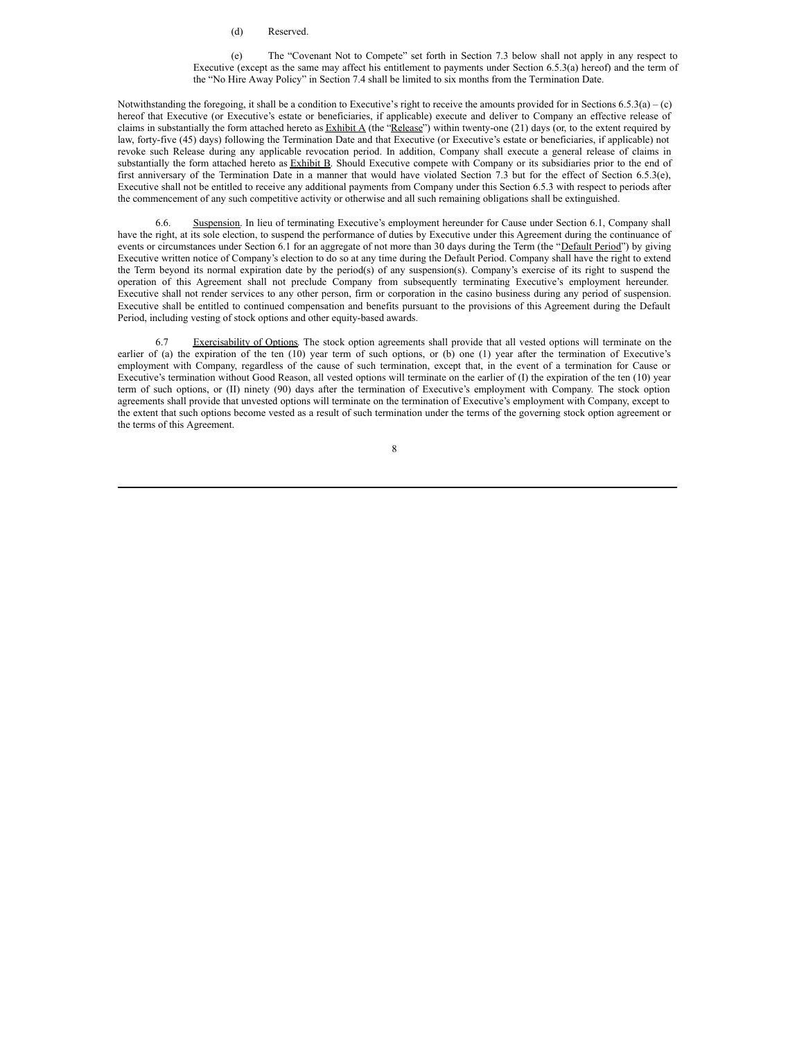(d) Reserved.

(e) The "Covenant Not to Compete" set forth in Section 7.3 below shall not apply in any respect to Executive (except as the same may affect his entitlement to payments under Section 6.5.3(a) hereof) and the term of the "No Hire Away Policy" in Section 7.4 shall be limited to six months from the Termination Date.

Notwithstanding the foregoing, it shall be a condition to Executive's right to receive the amounts provided for in Sections 6.5.3(a) – (c) hereof that Executive (or Executive's estate or beneficiaries, if applicable) execute and deliver to Company an effective release of claims in substantially the form attached hereto as Exhibit A (the "Release") within twenty-one (21) days (or, to the extent required by law, forty-five (45) days) following the Termination Date and that Executive (or Executive's estate or beneficiaries, if applicable) not revoke such Release during any applicable revocation period. In addition, Company shall execute a general release of claims in substantially the form attached hereto as Exhibit B. Should Executive compete with Company or its subsidiaries prior to the end of first anniversary of the Termination Date in a manner that would have violated Section 7.3 but for the effect of Section 6.5.3(e), Executive shall not be entitled to receive any additional payments from Company under this Section 6.5.3 with respect to periods after the commencement of any such competitive activity or otherwise and all such remaining obligations shall be extinguished.

6.6. Suspension. In lieu of terminating Executive's employment hereunder for Cause under Section 6.1, Company shall have the right, at its sole election, to suspend the performance of duties by Executive under this Agreement during the continuance of events or circumstances under Section 6.1 for an aggregate of not more than 30 days during the Term (the "Default Period") by giving Executive written notice of Company's election to do so at any time during the Default Period. Company shall have the right to extend the Term beyond its normal expiration date by the period(s) of any suspension(s). Company's exercise of its right to suspend the operation of this Agreement shall not preclude Company from subsequently terminating Executive's employment hereunder. Executive shall not render services to any other person, firm or corporation in the casino business during any period of suspension. Executive shall be entitled to continued compensation and benefits pursuant to the provisions of this Agreement during the Default Period, including vesting of stock options and other equity-based awards.

6.7 Exercisability of Options. The stock option agreements shall provide that all vested options will terminate on the earlier of (a) the expiration of the ten (10) year term of such options, or (b) one (1) year after the termination of Executive's employment with Company, regardless of the cause of such termination, except that, in the event of a termination for Cause or Executive's termination without Good Reason, all vested options will terminate on the earlier of (I) the expiration of the ten (10) year term of such options, or (II) ninety (90) days after the termination of Executive's employment with Company. The stock option agreements shall provide that unvested options will terminate on the termination of Executive's employment with Company, except to the extent that such options become vested as a result of such termination under the terms of the governing stock option agreement or the terms of this Agreement.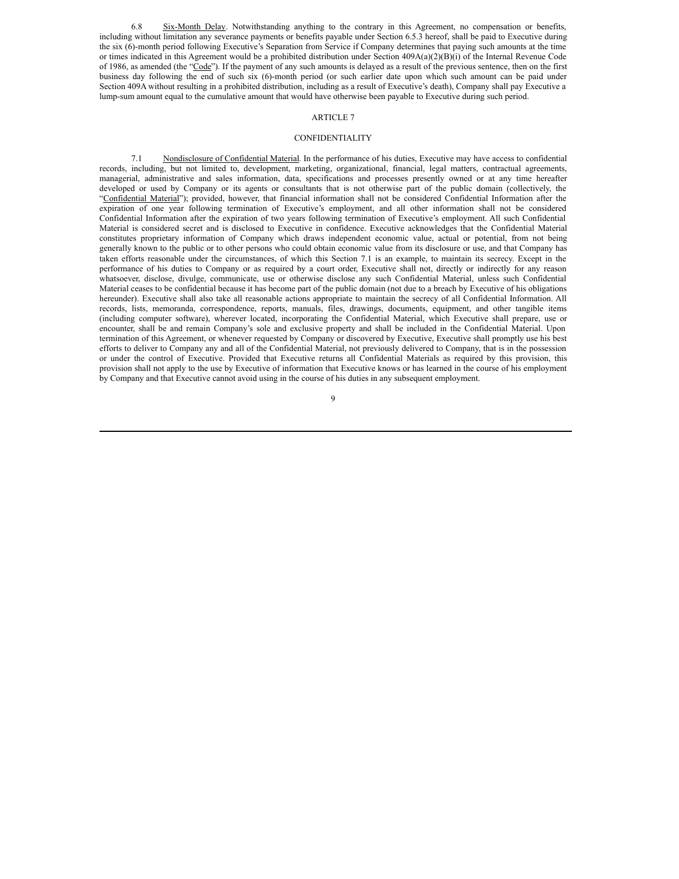6.8 Six-Month Delay. Notwithstanding anything to the contrary in this Agreement, no compensation or benefits, including without limitation any severance payments or benefits payable under Section 6.5.3 hereof, shall be paid to Executive during the six (6)-month period following Executive's Separation from Service if Company determines that paying such amounts at the time or times indicated in this Agreement would be a prohibited distribution under Section 409A(a)(2)(B)(i) of the Internal Revenue Code of 1986, as amended (the "Code"). If the payment of any such amounts is delayed as a result of the previous sentence, then on the first business day following the end of such six (6)-month period (or such earlier date upon which such amount can be paid under Section 409A without resulting in a prohibited distribution, including as a result of Executive's death), Company shall pay Executive a lump-sum amount equal to the cumulative amount that would have otherwise been payable to Executive during such period.

## ARTICLE 7

## CONFIDENTIALITY

7.1 Nondisclosure of Confidential Material. In the performance of his duties, Executive may have access to confidential records, including, but not limited to, development, marketing, organizational, financial, legal matters, contractual agreements, managerial, administrative and sales information, data, specifications and processes presently owned or at any time hereafter developed or used by Company or its agents or consultants that is not otherwise part of the public domain (collectively, the "Confidential Material"); provided, however, that financial information shall not be considered Confidential Information after the expiration of one year following termination of Executive's employment, and all other information shall not be considered Confidential Information after the expiration of two years following termination of Executive's employment. All such Confidential Material is considered secret and is disclosed to Executive in confidence. Executive acknowledges that the Confidential Material constitutes proprietary information of Company which draws independent economic value, actual or potential, from not being generally known to the public or to other persons who could obtain economic value from its disclosure or use, and that Company has taken efforts reasonable under the circumstances, of which this Section 7.1 is an example, to maintain its secrecy. Except in the performance of his duties to Company or as required by a court order, Executive shall not, directly or indirectly for any reason whatsoever, disclose, divulge, communicate, use or otherwise disclose any such Confidential Material, unless such Confidential Material ceases to be confidential because it has become part of the public domain (not due to a breach by Executive of his obligations hereunder). Executive shall also take all reasonable actions appropriate to maintain the secrecy of all Confidential Information. All records, lists, memoranda, correspondence, reports, manuals, files, drawings, documents, equipment, and other tangible items (including computer software), wherever located, incorporating the Confidential Material, which Executive shall prepare, use or encounter, shall be and remain Company's sole and exclusive property and shall be included in the Confidential Material. Upon termination of this Agreement, or whenever requested by Company or discovered by Executive, Executive shall promptly use his best efforts to deliver to Company any and all of the Confidential Material, not previously delivered to Company, that is in the possession or under the control of Executive. Provided that Executive returns all Confidential Materials as required by this provision, this provision shall not apply to the use by Executive of information that Executive knows or has learned in the course of his employment by Company and that Executive cannot avoid using in the course of his duties in any subsequent employment.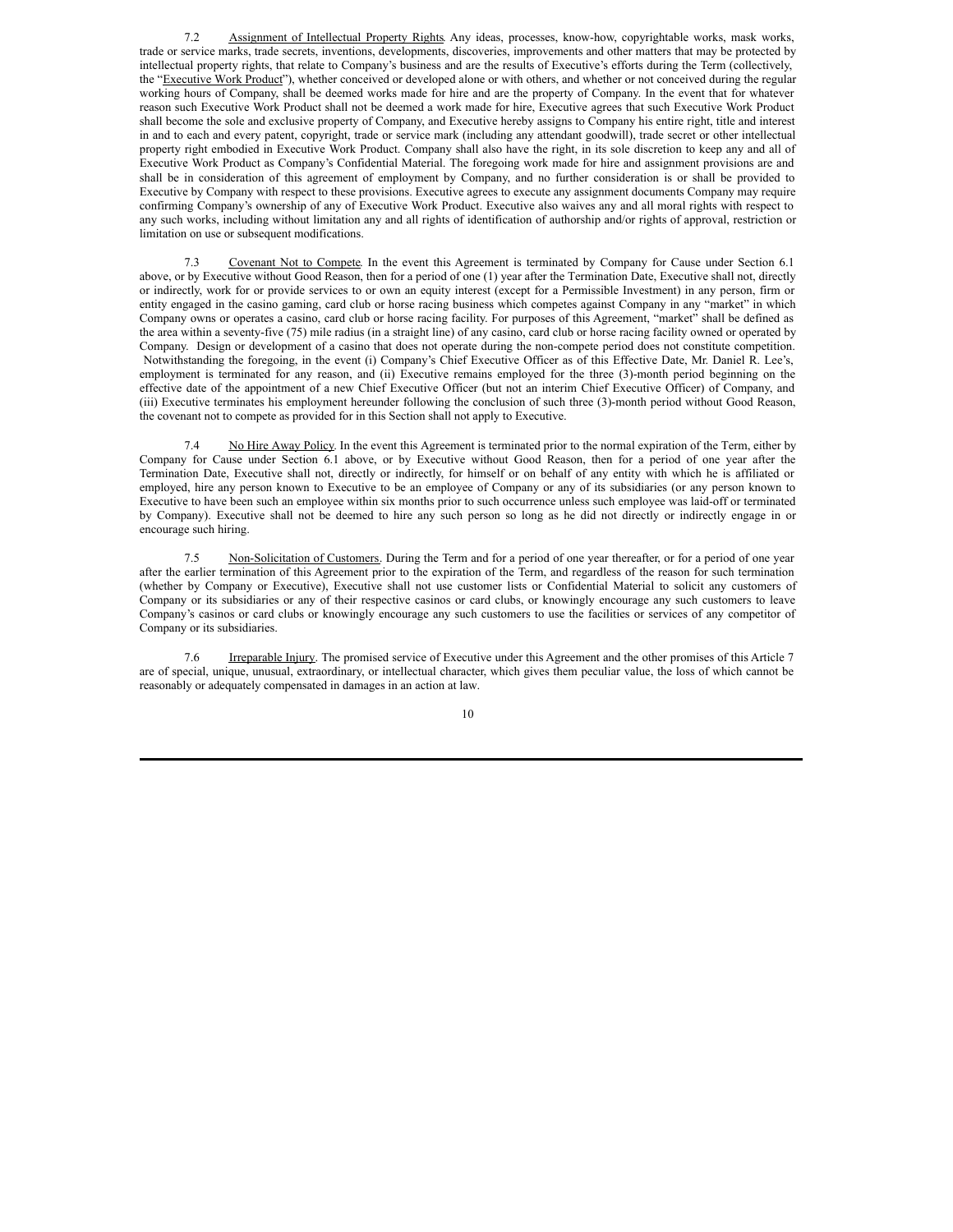7.2 Assignment of Intellectual Property Rights. Any ideas, processes, know-how, copyrightable works, mask works, trade or service marks, trade secrets, inventions, developments, discoveries, improvements and other matters that may be protected by intellectual property rights, that relate to Company's business and are the results of Executive's efforts during the Term (collectively, the "Executive Work Product"), whether conceived or developed alone or with others, and whether or not conceived during the regular working hours of Company, shall be deemed works made for hire and are the property of Company. In the event that for whatever reason such Executive Work Product shall not be deemed a work made for hire, Executive agrees that such Executive Work Product shall become the sole and exclusive property of Company, and Executive hereby assigns to Company his entire right, title and interest in and to each and every patent, copyright, trade or service mark (including any attendant goodwill), trade secret or other intellectual property right embodied in Executive Work Product. Company shall also have the right, in its sole discretion to keep any and all of Executive Work Product as Company's Confidential Material. The foregoing work made for hire and assignment provisions are and shall be in consideration of this agreement of employment by Company, and no further consideration is or shall be provided to Executive by Company with respect to these provisions. Executive agrees to execute any assignment documents Company may require confirming Company's ownership of any of Executive Work Product. Executive also waives any and all moral rights with respect to any such works, including without limitation any and all rights of identification of authorship and/or rights of approval, restriction or limitation on use or subsequent modifications.

7.3 Covenant Not to Compete. In the event this Agreement is terminated by Company for Cause under Section 6.1 above, or by Executive without Good Reason, then for a period of one (1) year after the Termination Date, Executive shall not, directly or indirectly, work for or provide services to or own an equity interest (except for a Permissible Investment) in any person, firm or entity engaged in the casino gaming, card club or horse racing business which competes against Company in any "market" in which Company owns or operates a casino, card club or horse racing facility. For purposes of this Agreement, "market" shall be defined as the area within a seventy-five (75) mile radius (in a straight line) of any casino, card club or horse racing facility owned or operated by Company. Design or development of a casino that does not operate during the non-compete period does not constitute competition. Notwithstanding the foregoing, in the event (i) Company's Chief Executive Officer as of this Effective Date, Mr. Daniel R. Lee's, employment is terminated for any reason, and (ii) Executive remains employed for the three (3)-month period beginning on the effective date of the appointment of a new Chief Executive Officer (but not an interim Chief Executive Officer) of Company, and (iii) Executive terminates his employment hereunder following the conclusion of such three (3)-month period without Good Reason, the covenant not to compete as provided for in this Section shall not apply to Executive.

7.4 No Hire Away Policy. In the event this Agreement is terminated prior to the normal expiration of the Term, either by Company for Cause under Section 6.1 above, or by Executive without Good Reason, then for a period of one year after the Termination Date, Executive shall not, directly or indirectly, for himself or on behalf of any entity with which he is affiliated or employed, hire any person known to Executive to be an employee of Company or any of its subsidiaries (or any person known to Executive to have been such an employee within six months prior to such occurrence unless such employee was laid-off or terminated by Company). Executive shall not be deemed to hire any such person so long as he did not directly or indirectly engage in or encourage such hiring.

7.5 Non-Solicitation of Customers. During the Term and for a period of one year thereafter, or for a period of one year after the earlier termination of this Agreement prior to the expiration of the Term, and regardless of the reason for such termination (whether by Company or Executive), Executive shall not use customer lists or Confidential Material to solicit any customers of Company or its subsidiaries or any of their respective casinos or card clubs, or knowingly encourage any such customers to leave Company's casinos or card clubs or knowingly encourage any such customers to use the facilities or services of any competitor of Company or its subsidiaries.

7.6 Irreparable Injury. The promised service of Executive under this Agreement and the other promises of this Article 7 are of special, unique, unusual, extraordinary, or intellectual character, which gives them peculiar value, the loss of which cannot be reasonably or adequately compensated in damages in an action at law.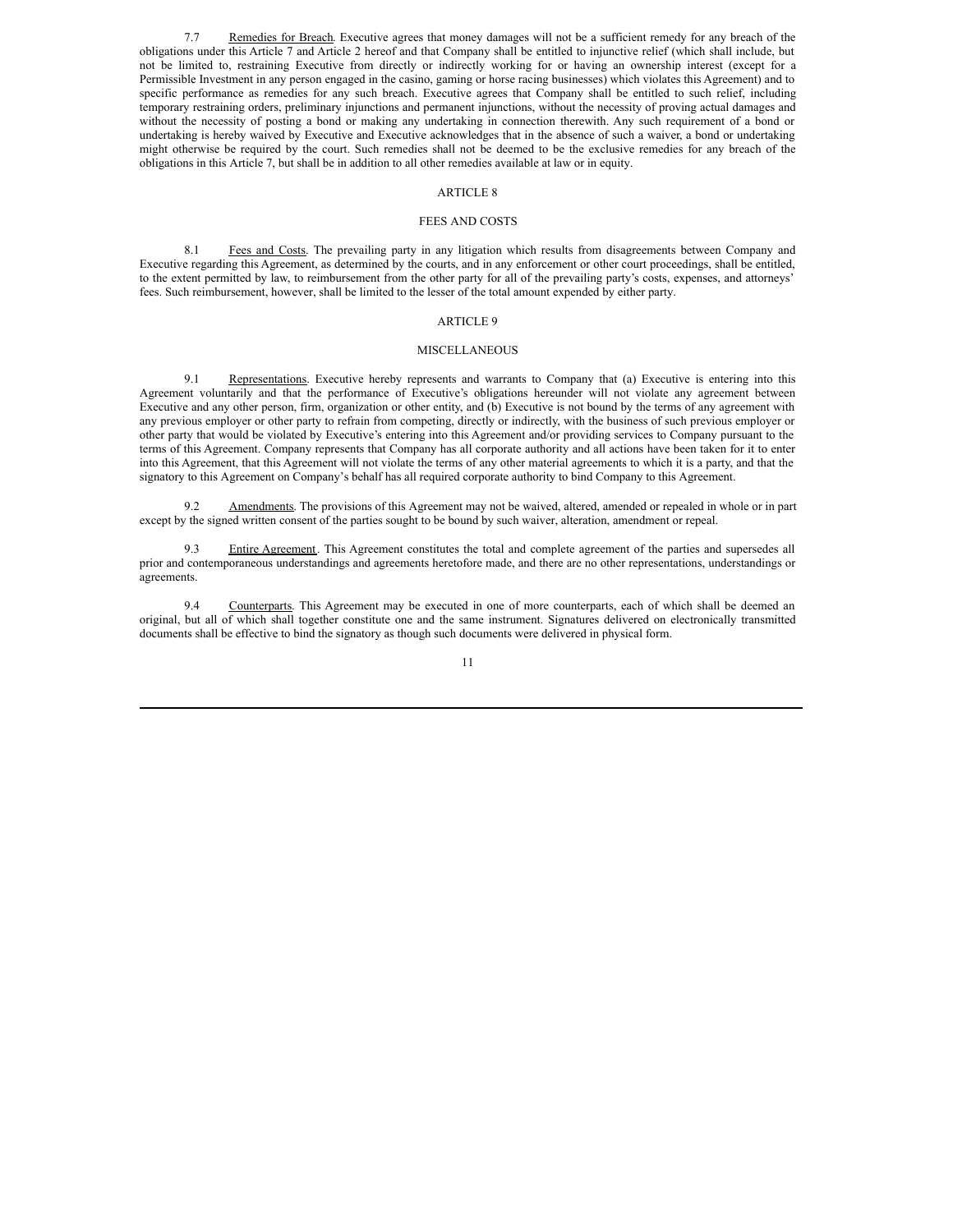7.7 Remedies for Breach. Executive agrees that money damages will not be a sufficient remedy for any breach of the obligations under this Article 7 and Article 2 hereof and that Company shall be entitled to injunctive relief (which shall include, but not be limited to, restraining Executive from directly or indirectly working for or having an ownership interest (except for a Permissible Investment in any person engaged in the casino, gaming or horse racing businesses) which violates this Agreement) and to specific performance as remedies for any such breach. Executive agrees that Company shall be entitled to such relief, including temporary restraining orders, preliminary injunctions and permanent injunctions, without the necessity of proving actual damages and without the necessity of posting a bond or making any undertaking in connection therewith. Any such requirement of a bond or undertaking is hereby waived by Executive and Executive acknowledges that in the absence of such a waiver, a bond or undertaking might otherwise be required by the court. Such remedies shall not be deemed to be the exclusive remedies for any breach of the obligations in this Article 7, but shall be in addition to all other remedies available at law or in equity.

## ARTICLE 8

## FEES AND COSTS

8.1 Fees and Costs. The prevailing party in any litigation which results from disagreements between Company and Executive regarding this Agreement, as determined by the courts, and in any enforcement or other court proceedings, shall be entitled, to the extent permitted by law, to reimbursement from the other party for all of the prevailing party's costs, expenses, and attorneys' fees. Such reimbursement, however, shall be limited to the lesser of the total amount expended by either party.

## ARTICLE 9

## MISCELLANEOUS

9.1 Representations. Executive hereby represents and warrants to Company that (a) Executive is entering into this Agreement voluntarily and that the performance of Executive's obligations hereunder will not violate any agreement between Executive and any other person, firm, organization or other entity, and (b) Executive is not bound by the terms of any agreement with any previous employer or other party to refrain from competing, directly or indirectly, with the business of such previous employer or other party that would be violated by Executive's entering into this Agreement and/or providing services to Company pursuant to the terms of this Agreement. Company represents that Company has all corporate authority and all actions have been taken for it to enter into this Agreement, that this Agreement will not violate the terms of any other material agreements to which it is a party, and that the signatory to this Agreement on Company's behalf has all required corporate authority to bind Company to this Agreement.

9.2 Amendments. The provisions of this Agreement may not be waived, altered, amended or repealed in whole or in part except by the signed written consent of the parties sought to be bound by such waiver, alteration, amendment or repeal.

9.3 Entire Agreement. This Agreement constitutes the total and complete agreement of the parties and supersedes all prior and contemporaneous understandings and agreements heretofore made, and there are no other representations, understandings or agreements.

9.4 Counterparts. This Agreement may be executed in one of more counterparts, each of which shall be deemed an original, but all of which shall together constitute one and the same instrument. Signatures delivered on electronically transmitted documents shall be effective to bind the signatory as though such documents were delivered in physical form.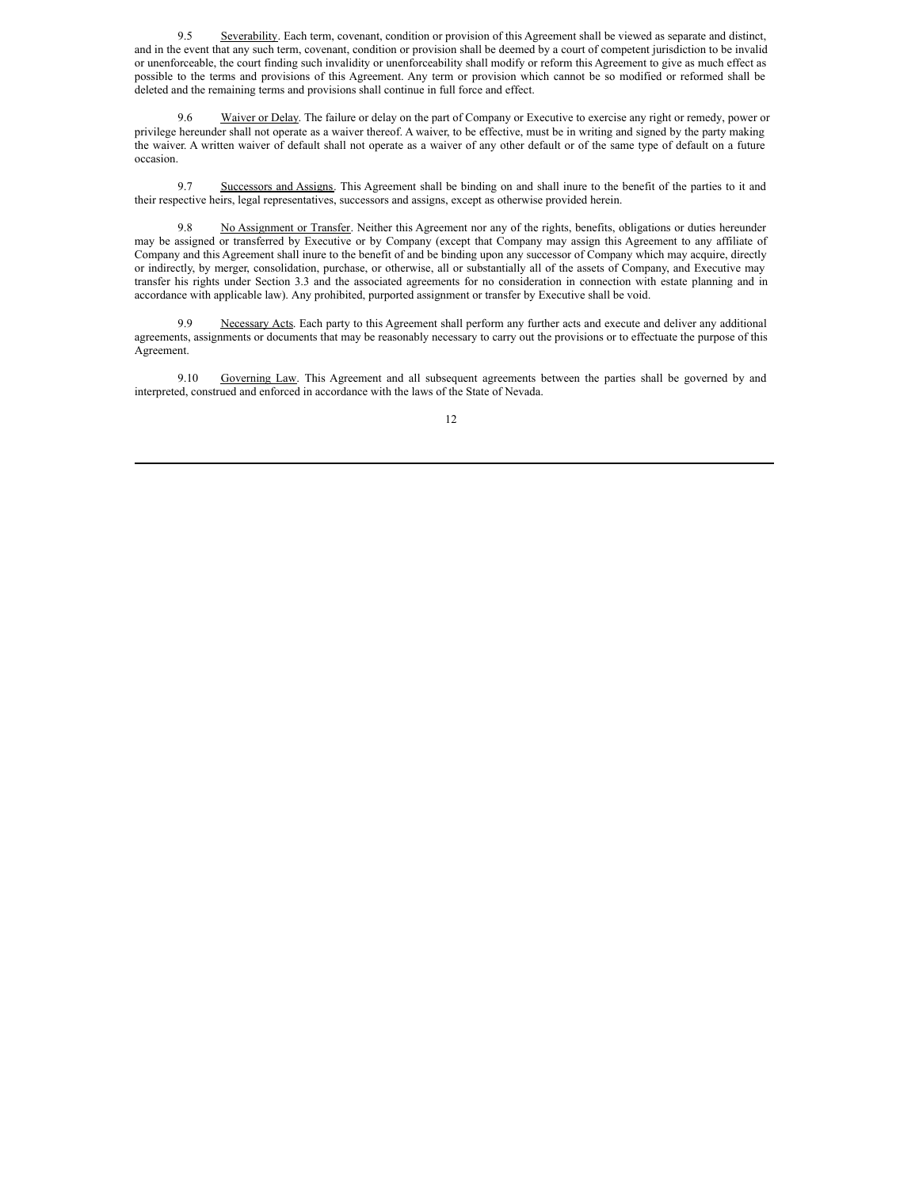9.5 Severability. Each term, covenant, condition or provision of this Agreement shall be viewed as separate and distinct, and in the event that any such term, covenant, condition or provision shall be deemed by a court of competent jurisdiction to be invalid or unenforceable, the court finding such invalidity or unenforceability shall modify or reform this Agreement to give as much effect as possible to the terms and provisions of this Agreement. Any term or provision which cannot be so modified or reformed shall be deleted and the remaining terms and provisions shall continue in full force and effect.

9.6 Waiver or Delay. The failure or delay on the part of Company or Executive to exercise any right or remedy, power or privilege hereunder shall not operate as a waiver thereof. A waiver, to be effective, must be in writing and signed by the party making the waiver. A written waiver of default shall not operate as a waiver of any other default or of the same type of default on a future occasion.

9.7 Successors and Assigns. This Agreement shall be binding on and shall inure to the benefit of the parties to it and their respective heirs, legal representatives, successors and assigns, except as otherwise provided herein.

9.8 No Assignment or Transfer. Neither this Agreement nor any of the rights, benefits, obligations or duties hereunder may be assigned or transferred by Executive or by Company (except that Company may assign this Agreement to any affiliate of Company and this Agreement shall inure to the benefit of and be binding upon any successor of Company which may acquire, directly or indirectly, by merger, consolidation, purchase, or otherwise, all or substantially all of the assets of Company, and Executive may transfer his rights under Section 3.3 and the associated agreements for no consideration in connection with estate planning and in accordance with applicable law). Any prohibited, purported assignment or transfer by Executive shall be void.

9.9 Necessary Acts. Each party to this Agreement shall perform any further acts and execute and deliver any additional agreements, assignments or documents that may be reasonably necessary to carry out the provisions or to effectuate the purpose of this Agreement.

9.10 Governing Law. This Agreement and all subsequent agreements between the parties shall be governed by and interpreted, construed and enforced in accordance with the laws of the State of Nevada.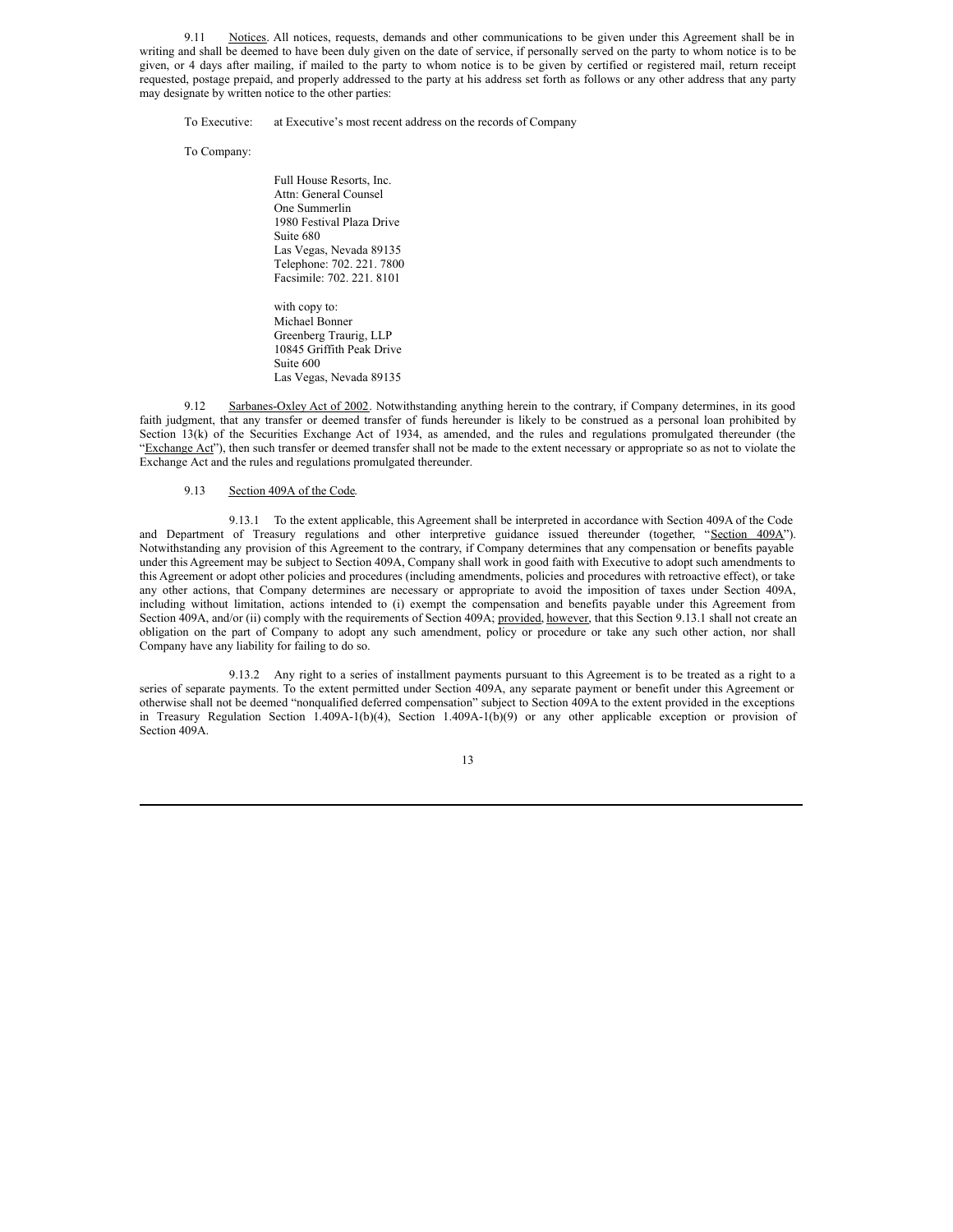9.11 Notices. All notices, requests, demands and other communications to be given under this Agreement shall be in writing and shall be deemed to have been duly given on the date of service, if personally served on the party to whom notice is to be given, or 4 days after mailing, if mailed to the party to whom notice is to be given by certified or registered mail, return receipt requested, postage prepaid, and properly addressed to the party at his address set forth as follows or any other address that any party may designate by written notice to the other parties:

To Executive: at Executive's most recent address on the records of Company

To Company:

Full House Resorts, Inc.
Attn: General Counsel
One Summerlin
1980 Festival Plaza Drive
Suite 680
Las Vegas, Nevada 89135
Telephone: 702. 221. 7800
Facsimile: 702. 221. 8101

with copy to:
Michael Bonner
Greenberg Traurig, LLP
10845 Griffith Peak Drive
Suite 600
Las Vegas, Nevada 89135

9.12 Sarbanes-Oxley Act of 2002. Notwithstanding anything herein to the contrary, if Company determines, in its good faith judgment, that any transfer or deemed transfer of funds hereunder is likely to be construed as a personal loan prohibited by Section 13(k) of the Securities Exchange Act of 1934, as amended, and the rules and regulations promulgated thereunder (the "Exchange Act"), then such transfer or deemed transfer shall not be made to the extent necessary or appropriate so as not to violate the Exchange Act and the rules and regulations promulgated thereunder.

9.13 Section 409A of the Code.

9.13.1 To the extent applicable, this Agreement shall be interpreted in accordance with Section 409A of the Code and Department of Treasury regulations and other interpretive guidance issued thereunder (together, "Section 409A"). Notwithstanding any provision of this Agreement to the contrary, if Company determines that any compensation or benefits payable under this Agreement may be subject to Section 409A, Company shall work in good faith with Executive to adopt such amendments to this Agreement or adopt other policies and procedures (including amendments, policies and procedures with retroactive effect), or take any other actions, that Company determines are necessary or appropriate to avoid the imposition of taxes under Section 409A, including without limitation, actions intended to (i) exempt the compensation and benefits payable under this Agreement from Section 409A, and/or (ii) comply with the requirements of Section 409A; provided, however, that this Section 9.13.1 shall not create an obligation on the part of Company to adopt any such amendment, policy or procedure or take any such other action, nor shall Company have any liability for failing to do so.

9.13.2 Any right to a series of installment payments pursuant to this Agreement is to be treated as a right to a series of separate payments. To the extent permitted under Section 409A, any separate payment or benefit under this Agreement or otherwise shall not be deemed "nonqualified deferred compensation" subject to Section 409A to the extent provided in the exceptions in Treasury Regulation Section 1.409A-1(b)(4), Section 1.409A-1(b)(9) or any other applicable exception or provision of Section 409A.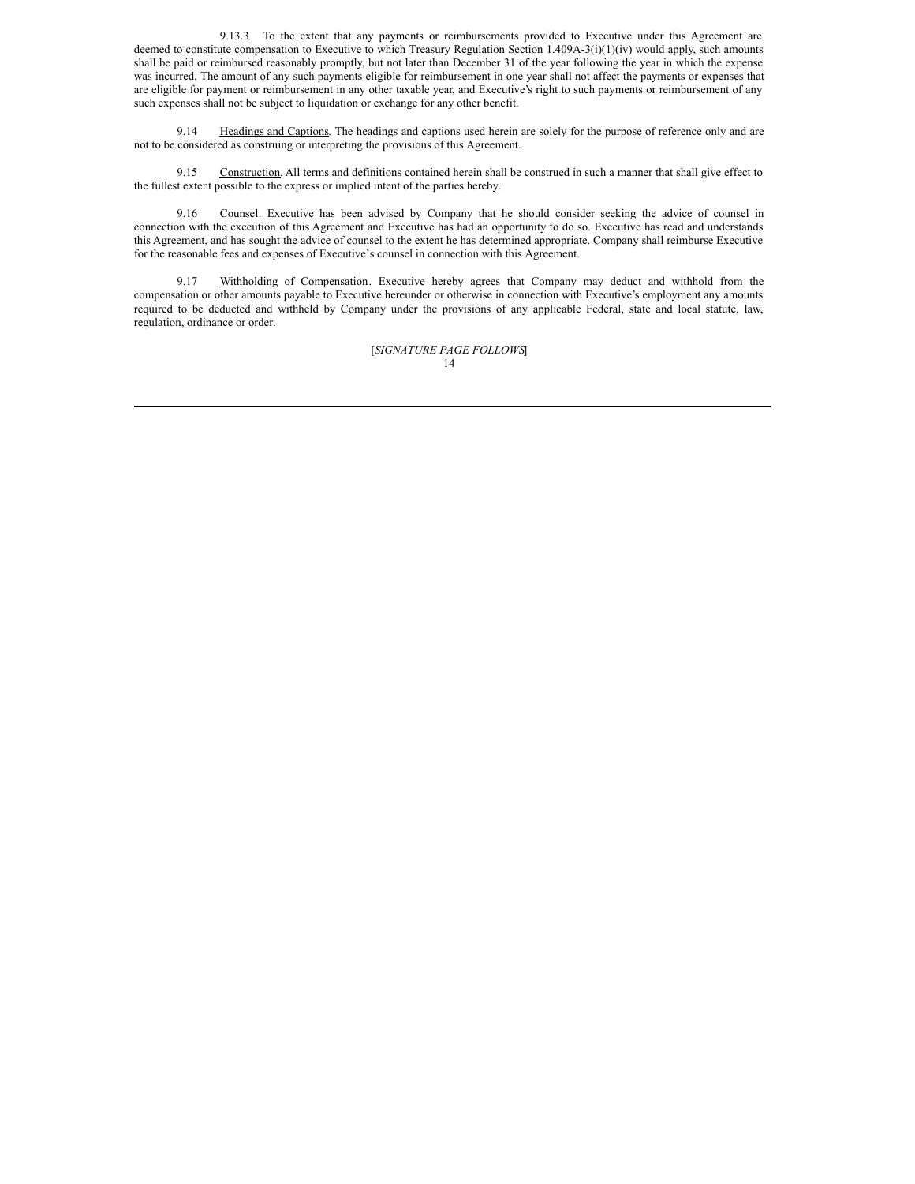9.13.3 To the extent that any payments or reimbursements provided to Executive under this Agreement are deemed to constitute compensation to Executive to which Treasury Regulation Section 1.409A-3(i)(1)(iv) would apply, such amounts shall be paid or reimbursed reasonably promptly, but not later than December 31 of the year following the year in which the expense was incurred. The amount of any such payments eligible for reimbursement in one year shall not affect the payments or expenses that are eligible for payment or reimbursement in any other taxable year, and Executive's right to such payments or reimbursement of any such expenses shall not be subject to liquidation or exchange for any other benefit.

9.14 Headings and Captions. The headings and captions used herein are solely for the purpose of reference only and are not to be considered as construing or interpreting the provisions of this Agreement.

9.15 Construction. All terms and definitions contained herein shall be construed in such a manner that shall give effect to the fullest extent possible to the express or implied intent of the parties hereby.

9.16 Counsel. Executive has been advised by Company that he should consider seeking the advice of counsel in connection with the execution of this Agreement and Executive has had an opportunity to do so. Executive has read and understands this Agreement, and has sought the advice of counsel to the extent he has determined appropriate. Company shall reimburse Executive for the reasonable fees and expenses of Executive's counsel in connection with this Agreement.

9.17 Withholding of Compensation. Executive hereby agrees that Company may deduct and withhold from the compensation or other amounts payable to Executive hereunder or otherwise in connection with Executive's employment any amounts required to be deducted and withheld by Company under the provisions of any applicable Federal, state and local statute, law, regulation, ordinance or order.

[*SIGNATURE PAGE FOLLOWS*]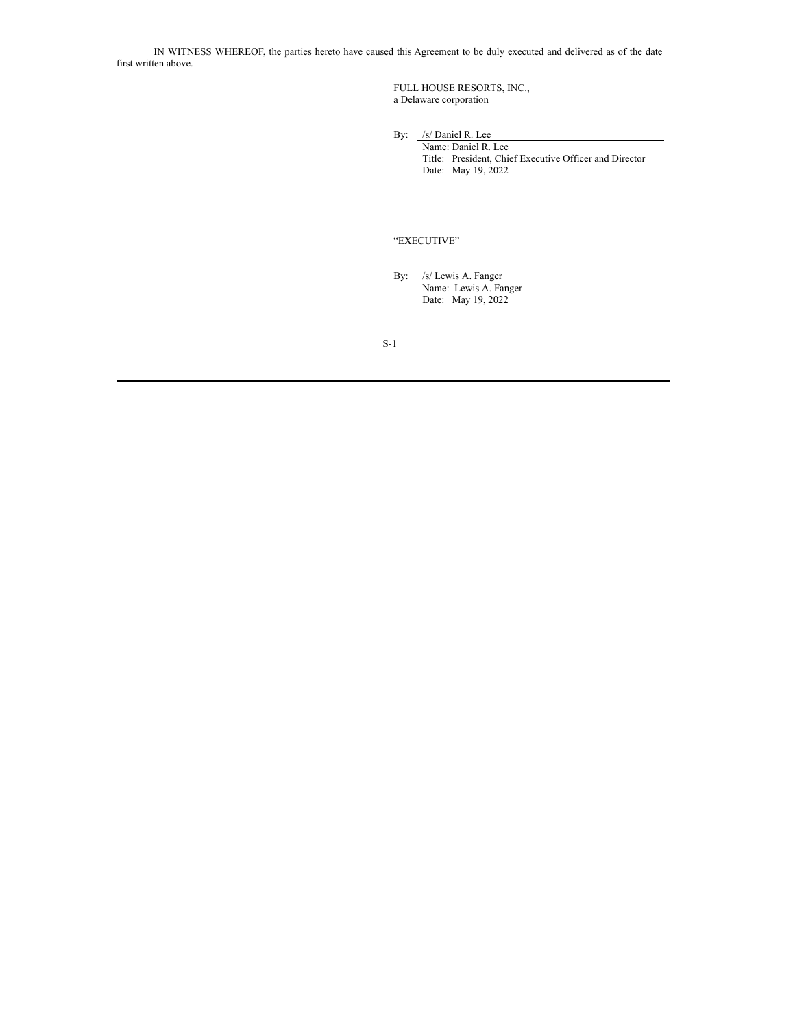IN WITNESS WHEREOF, the parties hereto have caused this Agreement to be duly executed and delivered as of the date first written above.

FULL HOUSE RESORTS, INC.,
a Delaware corporation

By: /s/ Daniel R. Lee
Name: Daniel R. Lee
Title: President, Chief Executive Officer and Director
Date: May 19, 2022

"EXECUTIVE"

By: /s/ Lewis A. Fanger
Name: Lewis A. Fanger
Date: May 19, 2022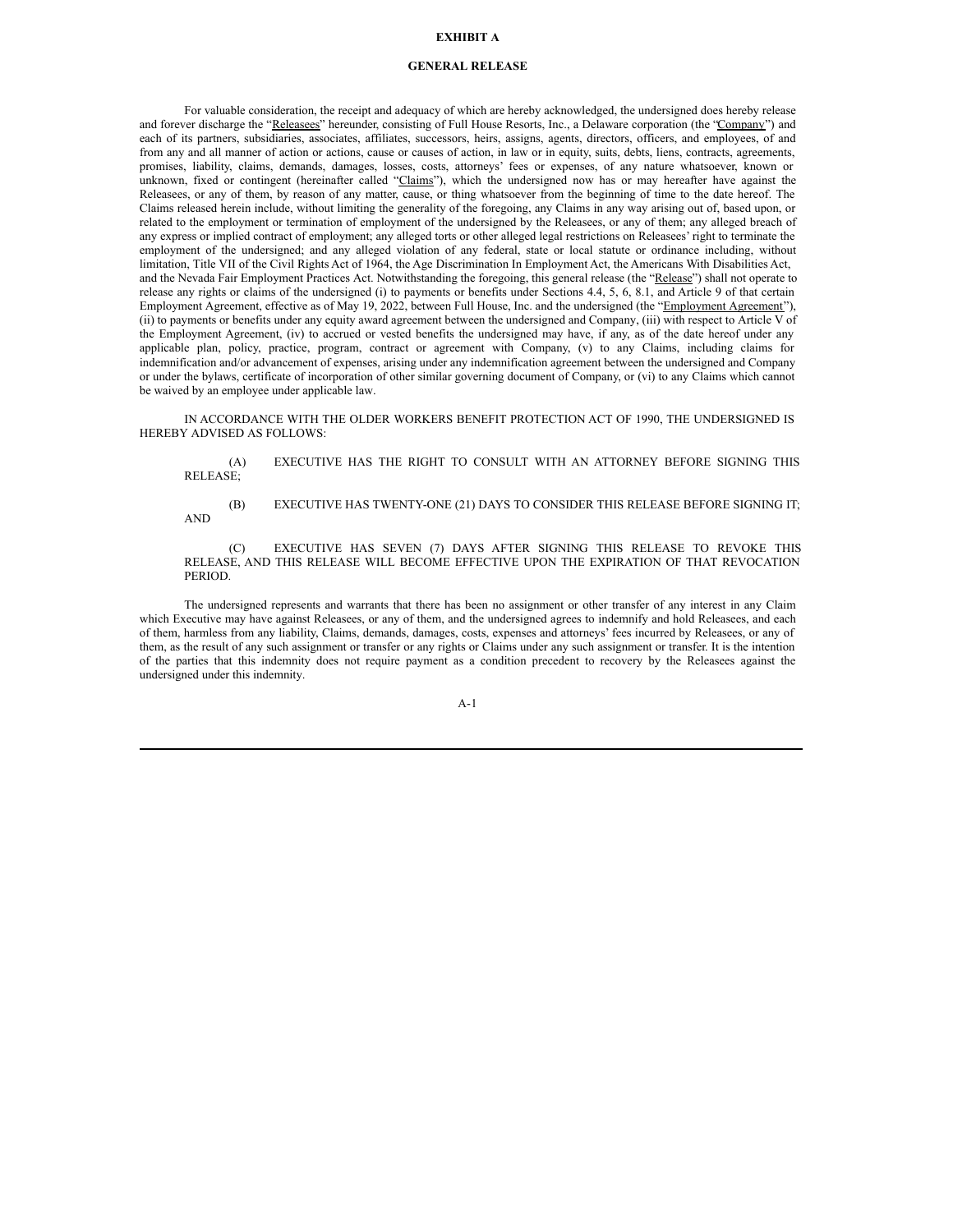# EXHIBIT A

## GENERAL RELEASE

For valuable consideration, the receipt and adequacy of which are hereby acknowledged, the undersigned does hereby release and forever discharge the "Releasees" hereunder, consisting of Full House Resorts, Inc., a Delaware corporation (the "Company") and each of its partners, subsidiaries, associates, affiliates, successors, heirs, assigns, agents, directors, officers, and employees, of and from any and all manner of action or actions, cause or causes of action, in law or in equity, suits, debts, liens, contracts, agreements, promises, liability, claims, demands, damages, losses, costs, attorneys' fees or expenses, of any nature whatsoever, known or unknown, fixed or contingent (hereinafter called "Claims"), which the undersigned now has or may hereafter have against the Releasees, or any of them, by reason of any matter, cause, or thing whatsoever from the beginning of time to the date hereof. The Claims released herein include, without limiting the generality of the foregoing, any Claims in any way arising out of, based upon, or related to the employment or termination of employment of the undersigned by the Releasees, or any of them; any alleged breach of any express or implied contract of employment; any alleged torts or other alleged legal restrictions on Releasees' right to terminate the employment of the undersigned; and any alleged violation of any federal, state or local statute or ordinance including, without limitation, Title VII of the Civil Rights Act of 1964, the Age Discrimination In Employment Act, the Americans With Disabilities Act, and the Nevada Fair Employment Practices Act. Notwithstanding the foregoing, this general release (the "Release") shall not operate to release any rights or claims of the undersigned (i) to payments or benefits under Sections 4.4, 5, 6, 8.1, and Article 9 of that certain Employment Agreement, effective as of May 19, 2022, between Full House, Inc. and the undersigned (the "Employment Agreement"), (ii) to payments or benefits under any equity award agreement between the undersigned and Company, (iii) with respect to Article V of the Employment Agreement, (iv) to accrued or vested benefits the undersigned may have, if any, as of the date hereof under any applicable plan, policy, practice, program, contract or agreement with Company, (v) to any Claims, including claims for indemnification and/or advancement of expenses, arising under any indemnification agreement between the undersigned and Company or under the bylaws, certificate of incorporation of other similar governing document of Company, or (vi) to any Claims which cannot be waived by an employee under applicable law.

IN ACCORDANCE WITH THE OLDER WORKERS BENEFIT PROTECTION ACT OF 1990, THE UNDERSIGNED IS HEREBY ADVISED AS FOLLOWS:

(A) EXECUTIVE HAS THE RIGHT TO CONSULT WITH AN ATTORNEY BEFORE SIGNING THIS RELEASE;

(B) EXECUTIVE HAS TWENTY-ONE (21) DAYS TO CONSIDER THIS RELEASE BEFORE SIGNING IT; AND

(C) EXECUTIVE HAS SEVEN (7) DAYS AFTER SIGNING THIS RELEASE TO REVOKE THIS RELEASE, AND THIS RELEASE WILL BECOME EFFECTIVE UPON THE EXPIRATION OF THAT REVOCATION PERIOD.

The undersigned represents and warrants that there has been no assignment or other transfer of any interest in any Claim which Executive may have against Releasees, or any of them, and the undersigned agrees to indemnify and hold Releasees, and each of them, harmless from any liability, Claims, demands, damages, costs, expenses and attorneys' fees incurred by Releasees, or any of them, as the result of any such assignment or transfer or any rights or Claims under any such assignment or transfer. It is the intention of the parties that this indemnity does not require payment as a condition precedent to recovery by the Releasees against the undersigned under this indemnity.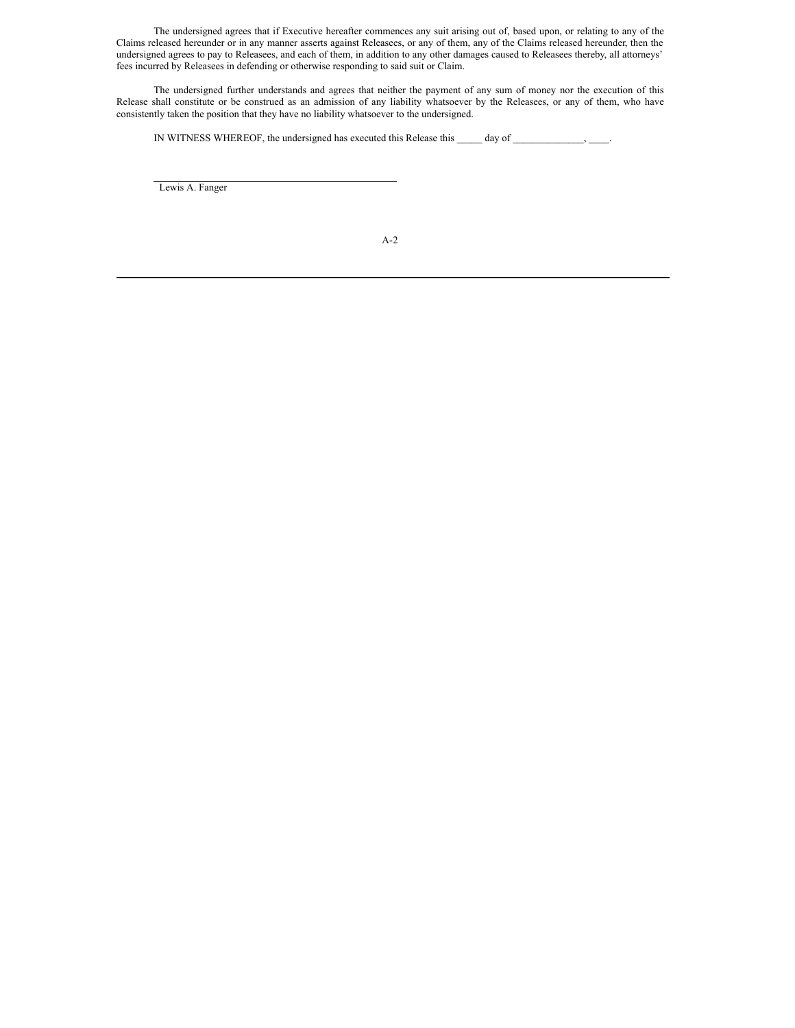The undersigned agrees that if Executive hereafter commences any suit arising out of, based upon, or relating to any of the Claims released hereunder or in any manner asserts against Releasees, or any of them, any of the Claims released hereunder, then the undersigned agrees to pay to Releasees, and each of them, in addition to any other damages caused to Releasees thereby, all attorneys' fees incurred by Releasees in defending or otherwise responding to said suit or Claim.

The undersigned further understands and agrees that neither the payment of any sum of money nor the execution of this Release shall constitute or be construed as an admission of any liability whatsoever by the Releasees, or any of them, who have consistently taken the position that they have no liability whatsoever to the undersigned.

IN WITNESS WHEREOF, the undersigned has executed this Release this _____ day of ______________, ____.

\_\_\_\_\_\_\_\_\_\_\_\_\_\_\_\_\_\_\_\_\_\_\_\_\_\_\_\_\_\_\_\_\_\_\_\_\_\_\_\_

Lewis A. Fanger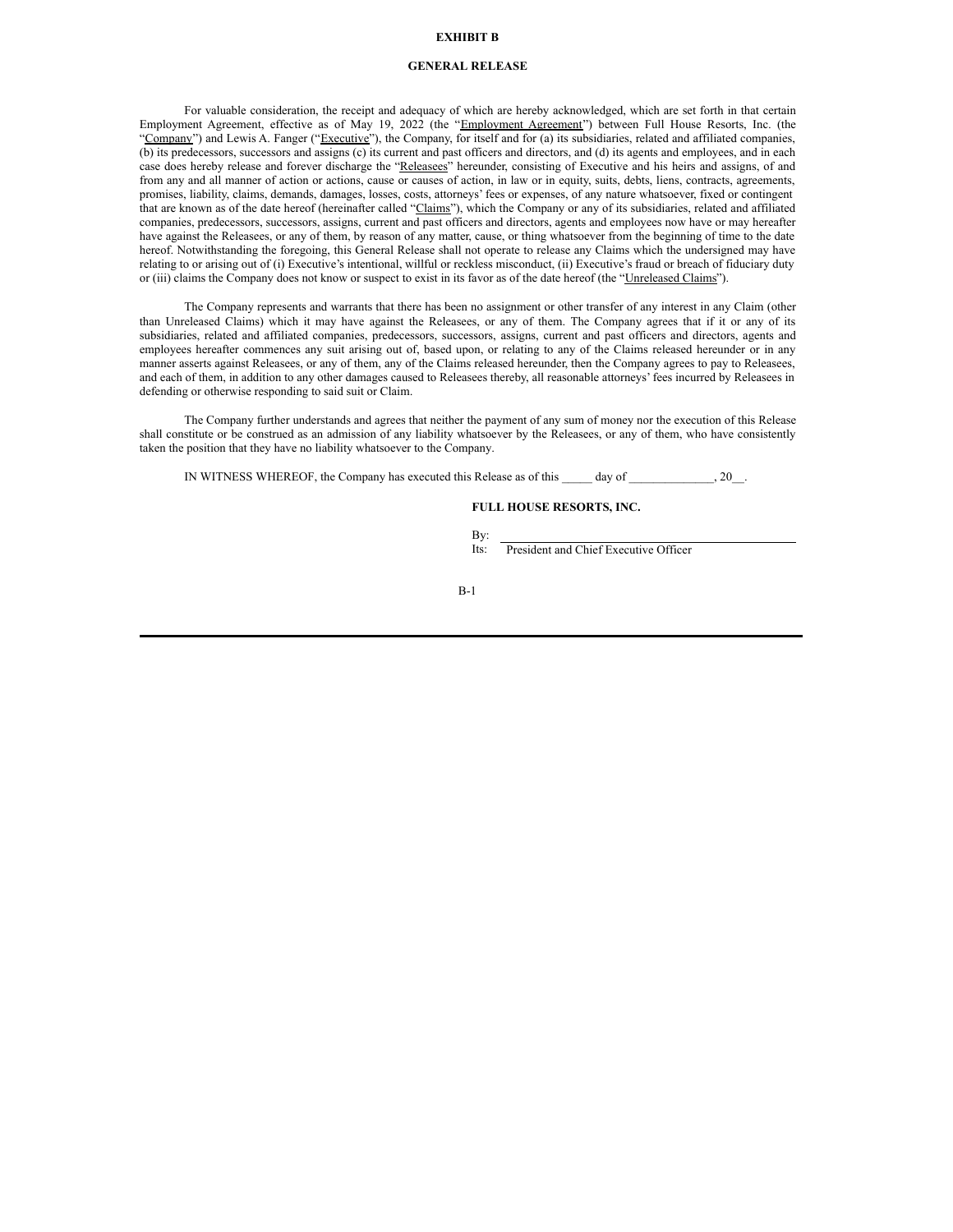**EXHIBIT B**

**GENERAL RELEASE**

For valuable consideration, the receipt and adequacy of which are hereby acknowledged, which are set forth in that certain Employment Agreement, effective as of May 19, 2022 (the "Employment Agreement") between Full House Resorts, Inc. (the "Company") and Lewis A. Fanger ("Executive"), the Company, for itself and for (a) its subsidiaries, related and affiliated companies, (b) its predecessors, successors and assigns (c) its current and past officers and directors, and (d) its agents and employees, and in each case does hereby release and forever discharge the "Releasees" hereunder, consisting of Executive and his heirs and assigns, of and from any and all manner of action or actions, cause or causes of action, in law or in equity, suits, debts, liens, contracts, agreements, promises, liability, claims, demands, damages, losses, costs, attorneys' fees or expenses, of any nature whatsoever, fixed or contingent that are known as of the date hereof (hereinafter called "Claims"), which the Company or any of its subsidiaries, related and affiliated companies, predecessors, successors, assigns, current and past officers and directors, agents and employees now have or may hereafter have against the Releasees, or any of them, by reason of any matter, cause, or thing whatsoever from the beginning of time to the date hereof. Notwithstanding the foregoing, this General Release shall not operate to release any Claims which the undersigned may have relating to or arising out of (i) Executive's intentional, willful or reckless misconduct, (ii) Executive's fraud or breach of fiduciary duty or (iii) claims the Company does not know or suspect to exist in its favor as of the date hereof (the "Unreleased Claims").

The Company represents and warrants that there has been no assignment or other transfer of any interest in any Claim (other than Unreleased Claims) which it may have against the Releasees, or any of them. The Company agrees that if it or any of its subsidiaries, related and affiliated companies, predecessors, successors, assigns, current and past officers and directors, agents and employees hereafter commences any suit arising out of, based upon, or relating to any of the Claims released hereunder or in any manner asserts against Releasees, or any of them, any of the Claims released hereunder, then the Company agrees to pay to Releasees, and each of them, in addition to any other damages caused to Releasees thereby, all reasonable attorneys' fees incurred by Releasees in defending or otherwise responding to said suit or Claim.

The Company further understands and agrees that neither the payment of any sum of money nor the execution of this Release shall constitute or be construed as an admission of any liability whatsoever by the Releasees, or any of them, who have consistently taken the position that they have no liability whatsoever to the Company.

IN WITNESS WHEREOF, the Company has executed this Release as of this _____ day of ______________, 20__.

**FULL HOUSE RESORTS, INC.**

By: ____________________________________

Its: President and Chief Executive Officer